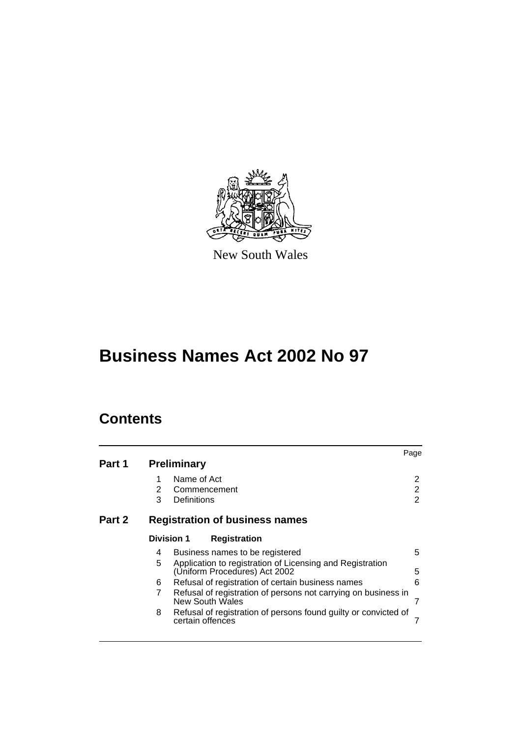New South Wales

# Business Names Act 2002 No 97

## Contents

| | | | Page |
|---|---|---|---|
| **Part 1** | **Preliminary** | | |
| | 1 | Name of Act | 2 |
| | 2 | Commencement | 2 |
| | 3 | Definitions | 2 |
| **Part 2** | **Registration of business names** | | |
| | **Division 1** | **Registration** | |
| | 4 | Business names to be registered | 5 |
| | 5 | Application to registration of Licensing and Registration (Uniform Procedures) Act 2002 | 5 |
| | 6 | Refusal of registration of certain business names | 6 |
| | 7 | Refusal of registration of persons not carrying on business in New South Wales | 7 |
| | 8 | Refusal of registration of persons found guilty or convicted of certain offences | 7 |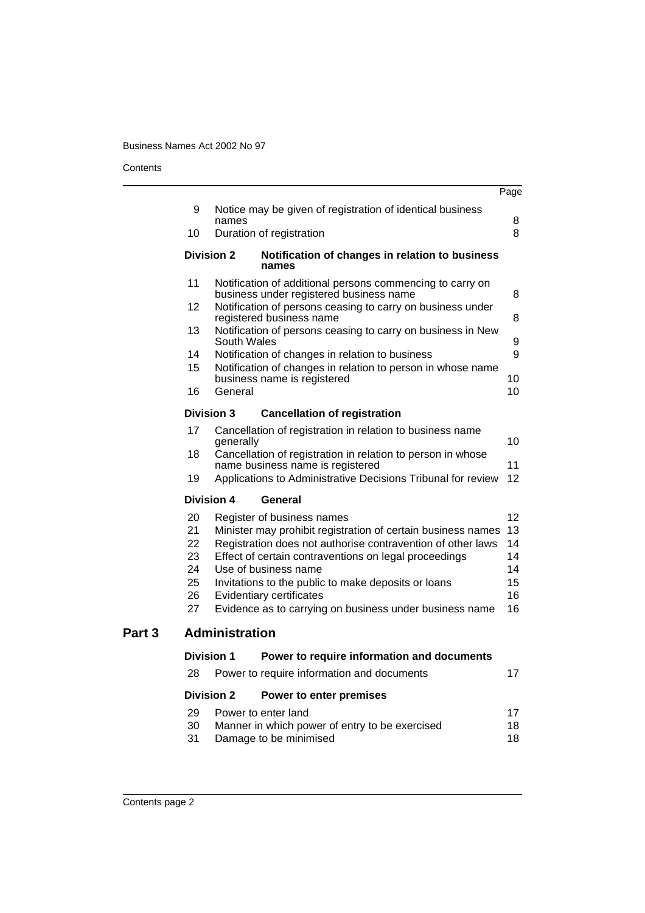| | | Page |
|---|---|---|
| 9 | Notice may be given of registration of identical business names | 8 |
| 10 | Duration of registration | 8 |
| **Division 2** | **Notification of changes in relation to business names** | |
| 11 | Notification of additional persons commencing to carry on business under registered business name | 8 |
| 12 | Notification of persons ceasing to carry on business under registered business name | 8 |
| 13 | Notification of persons ceasing to carry on business in New South Wales | 9 |
| 14 | Notification of changes in relation to business | 9 |
| 15 | Notification of changes in relation to person in whose name business name is registered | 10 |
| 16 | General | 10 |
| **Division 3** | **Cancellation of registration** | |
| 17 | Cancellation of registration in relation to business name generally | 10 |
| 18 | Cancellation of registration in relation to person in whose name business name is registered | 11 |
| 19 | Applications to Administrative Decisions Tribunal for review | 12 |
| **Division 4** | **General** | |
| 20 | Register of business names | 12 |
| 21 | Minister may prohibit registration of certain business names | 13 |
| 22 | Registration does not authorise contravention of other laws | 14 |
| 23 | Effect of certain contraventions on legal proceedings | 14 |
| 24 | Use of business name | 14 |
| 25 | Invitations to the public to make deposits or loans | 15 |
| 26 | Evidentiary certificates | 16 |
| 27 | Evidence as to carrying on business under business name | 16 |

## Part 3 Administration

| | | Page |
|---|---|---|
| **Division 1** | **Power to require information and documents** | |
| 28 | Power to require information and documents | 17 |
| **Division 2** | **Power to enter premises** | |
| 29 | Power to enter land | 17 |
| 30 | Manner in which power of entry to be exercised | 18 |
| 31 | Damage to be minimised | 18 |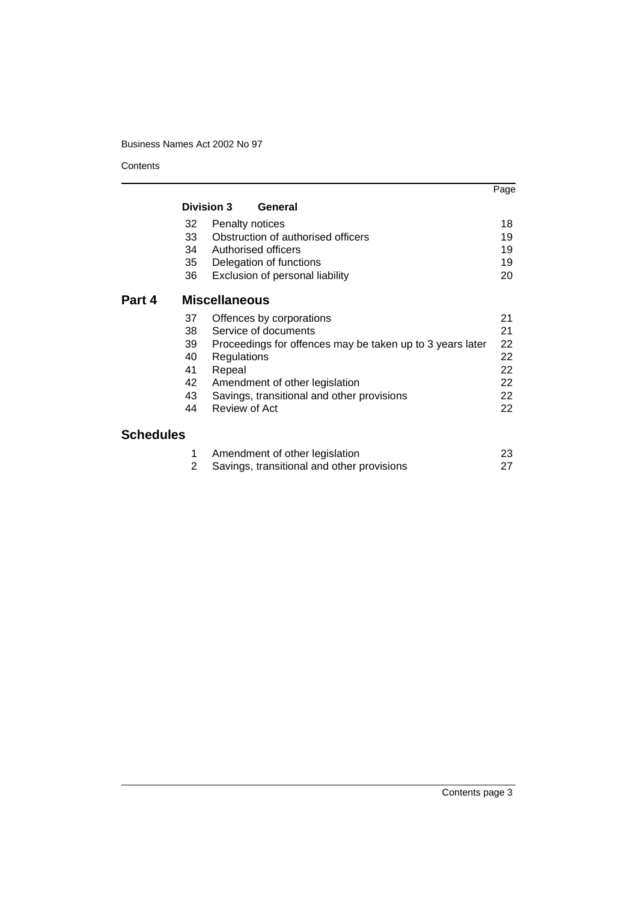| | | Page |
|---|---|---|
| **Division 3** | **General** | |
| 32 | Penalty notices | 18 |
| 33 | Obstruction of authorised officers | 19 |
| 34 | Authorised officers | 19 |
| 35 | Delegation of functions | 19 |
| 36 | Exclusion of personal liability | 20 |
| **Part 4** | **Miscellaneous** | |
| 37 | Offences by corporations | 21 |
| 38 | Service of documents | 21 |
| 39 | Proceedings for offences may be taken up to 3 years later | 22 |
| 40 | Regulations | 22 |
| 41 | Repeal | 22 |
| 42 | Amendment of other legislation | 22 |
| 43 | Savings, transitional and other provisions | 22 |
| 44 | Review of Act | 22 |
| **Schedules** | | |
| 1 | Amendment of other legislation | 23 |
| 2 | Savings, transitional and other provisions | 27 |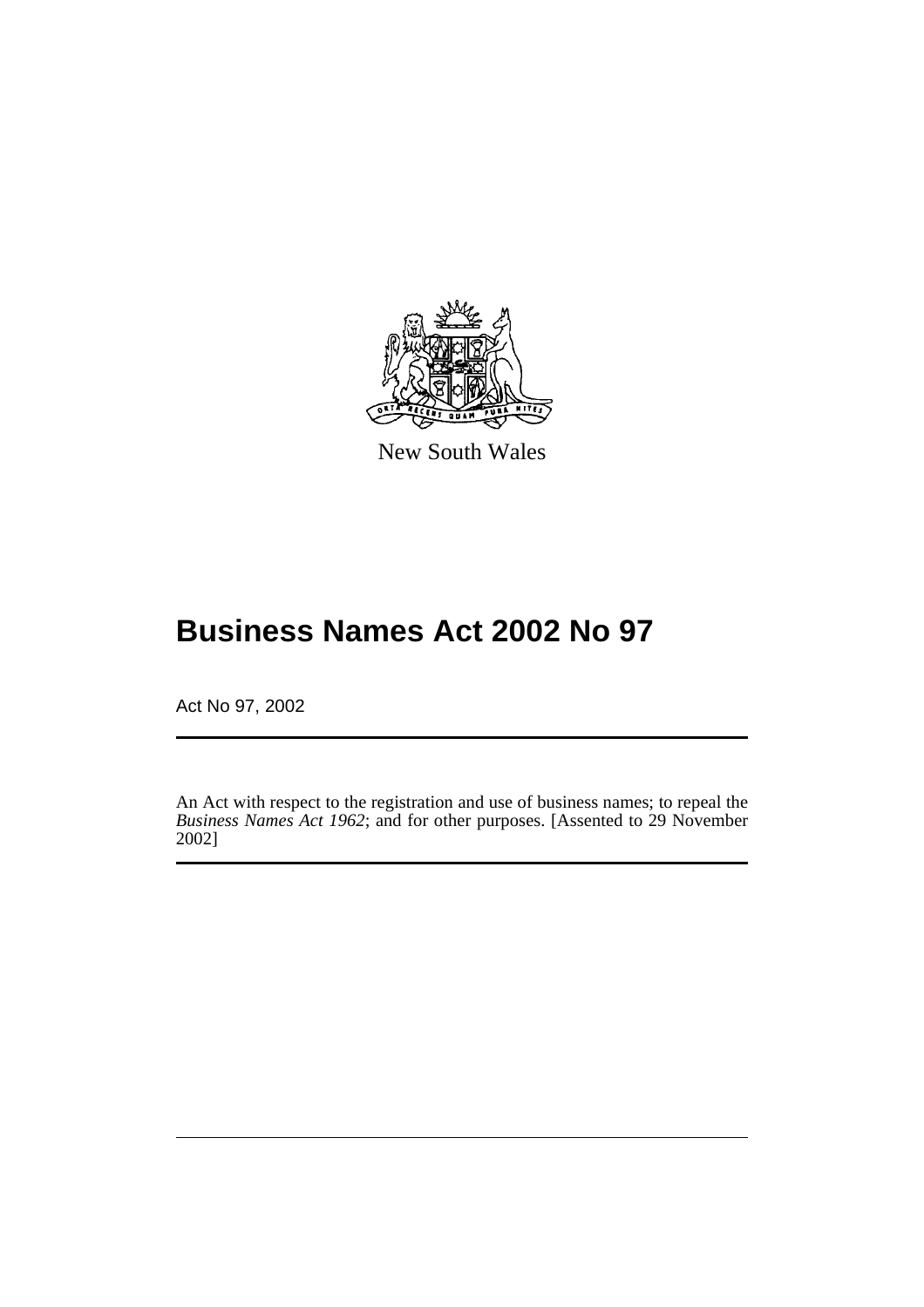New South Wales

# Business Names Act 2002 No 97

Act No 97, 2002

An Act with respect to the registration and use of business names; to repeal the *Business Names Act 1962*; and for other purposes. [Assented to 29 November 2002]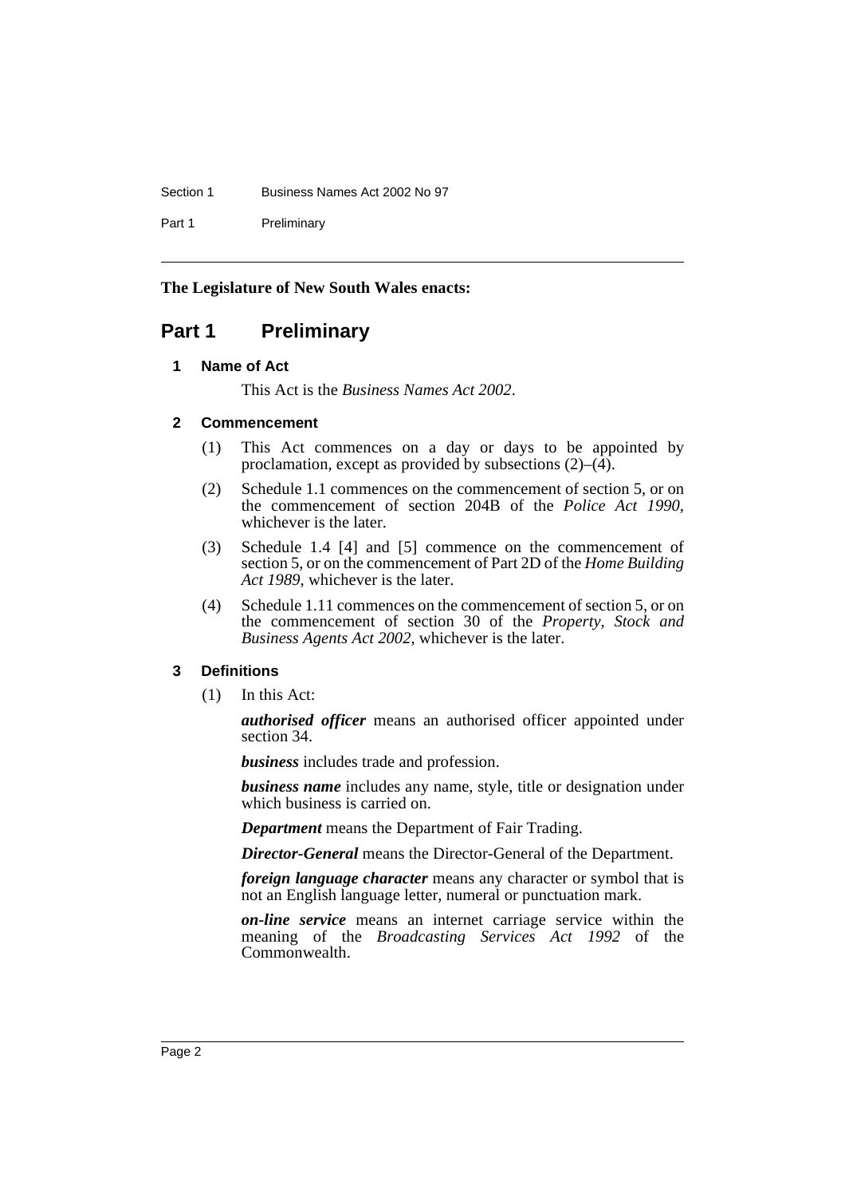**The Legislature of New South Wales enacts:**

# Part 1 Preliminary

### 1 Name of Act

This Act is the *Business Names Act 2002*.

### 2 Commencement

(1) This Act commences on a day or days to be appointed by proclamation, except as provided by subsections (2)–(4).

(2) Schedule 1.1 commences on the commencement of section 5, or on the commencement of section 204B of the *Police Act 1990*, whichever is the later.

(3) Schedule 1.4 [4] and [5] commence on the commencement of section 5, or on the commencement of Part 2D of the *Home Building Act 1989*, whichever is the later.

(4) Schedule 1.11 commences on the commencement of section 5, or on the commencement of section 30 of the *Property, Stock and Business Agents Act 2002*, whichever is the later.

### 3 Definitions

(1) In this Act:

***authorised officer*** means an authorised officer appointed under section 34.

***business*** includes trade and profession.

***business name*** includes any name, style, title or designation under which business is carried on.

***Department*** means the Department of Fair Trading.

***Director-General*** means the Director-General of the Department.

***foreign language character*** means any character or symbol that is not an English language letter, numeral or punctuation mark.

***on-line service*** means an internet carriage service within the meaning of the *Broadcasting Services Act 1992* of the Commonwealth.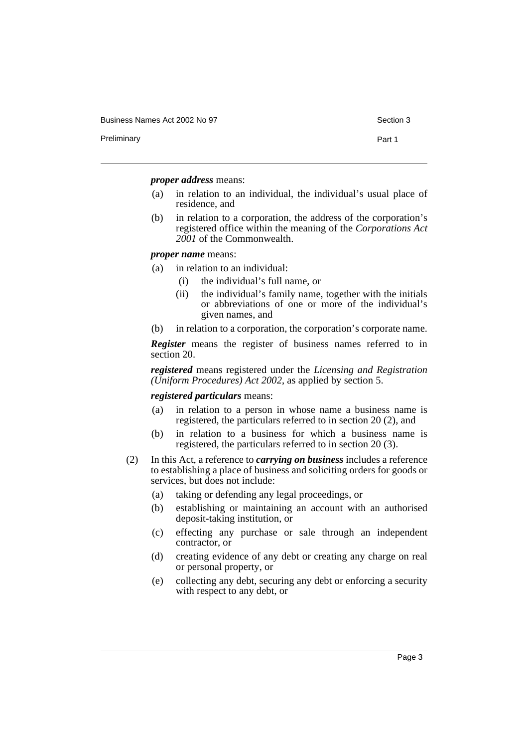***proper address*** means:

- (a) in relation to an individual, the individual's usual place of residence, and
- (b) in relation to a corporation, the address of the corporation's registered office within the meaning of the *Corporations Act 2001* of the Commonwealth.

***proper name*** means:

- (a) in relation to an individual:
  - (i) the individual's full name, or
  - (ii) the individual's family name, together with the initials or abbreviations of one or more of the individual's given names, and
- (b) in relation to a corporation, the corporation's corporate name.

***Register*** means the register of business names referred to in section 20.

***registered*** means registered under the *Licensing and Registration (Uniform Procedures) Act 2002*, as applied by section 5.

***registered particulars*** means:

- (a) in relation to a person in whose name a business name is registered, the particulars referred to in section 20 (2), and
- (b) in relation to a business for which a business name is registered, the particulars referred to in section 20 (3).

(2) In this Act, a reference to ***carrying on business*** includes a reference to establishing a place of business and soliciting orders for goods or services, but does not include:

- (a) taking or defending any legal proceedings, or
- (b) establishing or maintaining an account with an authorised deposit-taking institution, or
- (c) effecting any purchase or sale through an independent contractor, or
- (d) creating evidence of any debt or creating any charge on real or personal property, or
- (e) collecting any debt, securing any debt or enforcing a security with respect to any debt, or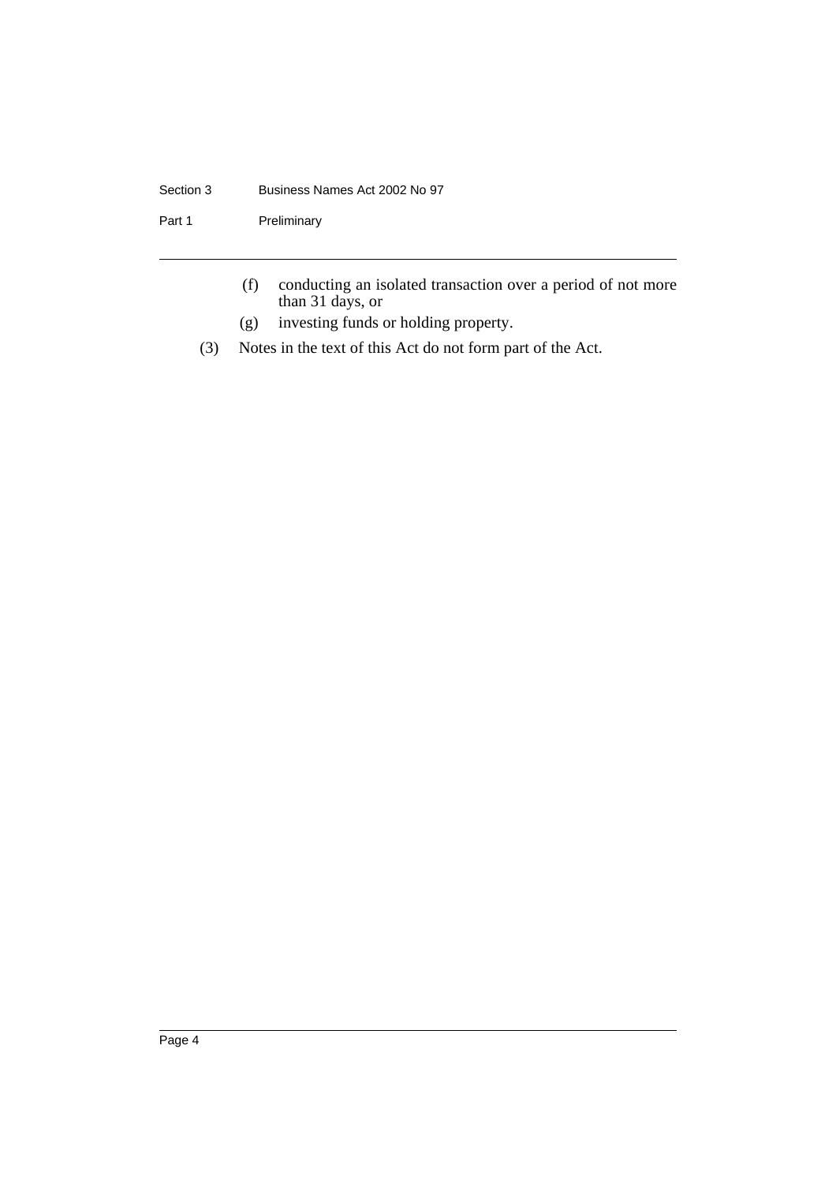(f) conducting an isolated transaction over a period of not more than 31 days, or

(g) investing funds or holding property.

(3) Notes in the text of this Act do not form part of the Act.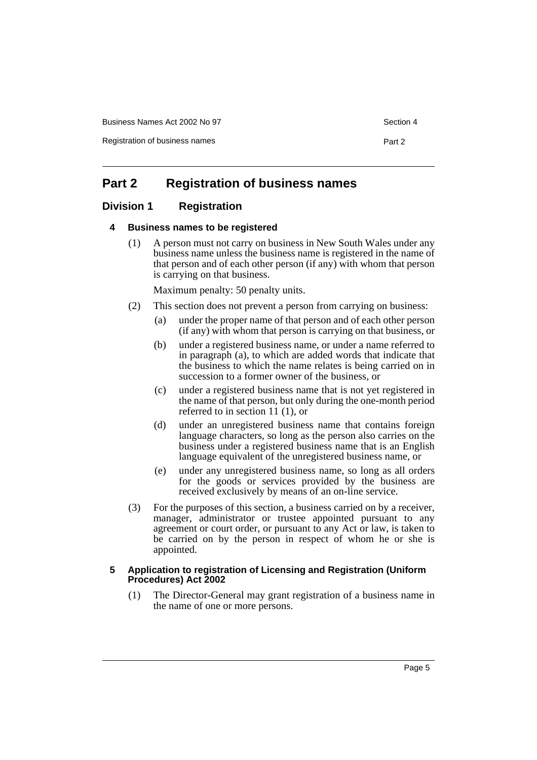# Part 2 Registration of business names

## Division 1 Registration

### 4 Business names to be registered

(1) A person must not carry on business in New South Wales under any business name unless the business name is registered in the name of that person and of each other person (if any) with whom that person is carrying on that business.

Maximum penalty: 50 penalty units.

(2) This section does not prevent a person from carrying on business:

- (a) under the proper name of that person and of each other person (if any) with whom that person is carrying on that business, or
- (b) under a registered business name, or under a name referred to in paragraph (a), to which are added words that indicate that the business to which the name relates is being carried on in succession to a former owner of the business, or
- (c) under a registered business name that is not yet registered in the name of that person, but only during the one-month period referred to in section 11 (1), or
- (d) under an unregistered business name that contains foreign language characters, so long as the person also carries on the business under a registered business name that is an English language equivalent of the unregistered business name, or
- (e) under any unregistered business name, so long as all orders for the goods or services provided by the business are received exclusively by means of an on-line service.

(3) For the purposes of this section, a business carried on by a receiver, manager, administrator or trustee appointed pursuant to any agreement or court order, or pursuant to any Act or law, is taken to be carried on by the person in respect of whom he or she is appointed.

### 5 Application to registration of Licensing and Registration (Uniform Procedures) Act 2002

(1) The Director-General may grant registration of a business name in the name of one or more persons.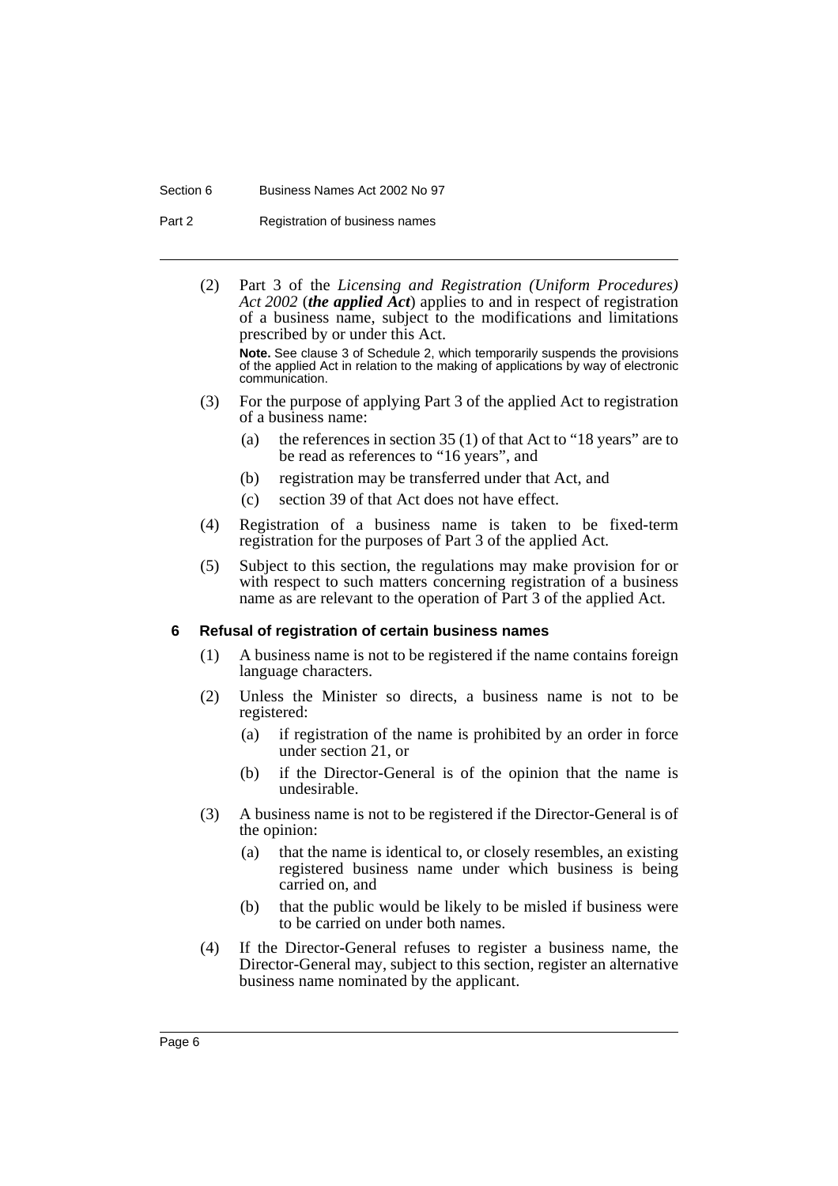(2) Part 3 of the *Licensing and Registration (Uniform Procedures) Act 2002* (***the applied Act***) applies to and in respect of registration of a business name, subject to the modifications and limitations prescribed by or under this Act.

**Note.** See clause 3 of Schedule 2, which temporarily suspends the provisions of the applied Act in relation to the making of applications by way of electronic communication.

(3) For the purpose of applying Part 3 of the applied Act to registration of a business name:

- (a) the references in section 35 (1) of that Act to "18 years" are to be read as references to "16 years", and
- (b) registration may be transferred under that Act, and
- (c) section 39 of that Act does not have effect.

(4) Registration of a business name is taken to be fixed-term registration for the purposes of Part 3 of the applied Act.

(5) Subject to this section, the regulations may make provision for or with respect to such matters concerning registration of a business name as are relevant to the operation of Part 3 of the applied Act.

### 6 Refusal of registration of certain business names

(1) A business name is not to be registered if the name contains foreign language characters.

(2) Unless the Minister so directs, a business name is not to be registered:

- (a) if registration of the name is prohibited by an order in force under section 21, or
- (b) if the Director-General is of the opinion that the name is undesirable.

(3) A business name is not to be registered if the Director-General is of the opinion:

- (a) that the name is identical to, or closely resembles, an existing registered business name under which business is being carried on, and
- (b) that the public would be likely to be misled if business were to be carried on under both names.

(4) If the Director-General refuses to register a business name, the Director-General may, subject to this section, register an alternative business name nominated by the applicant.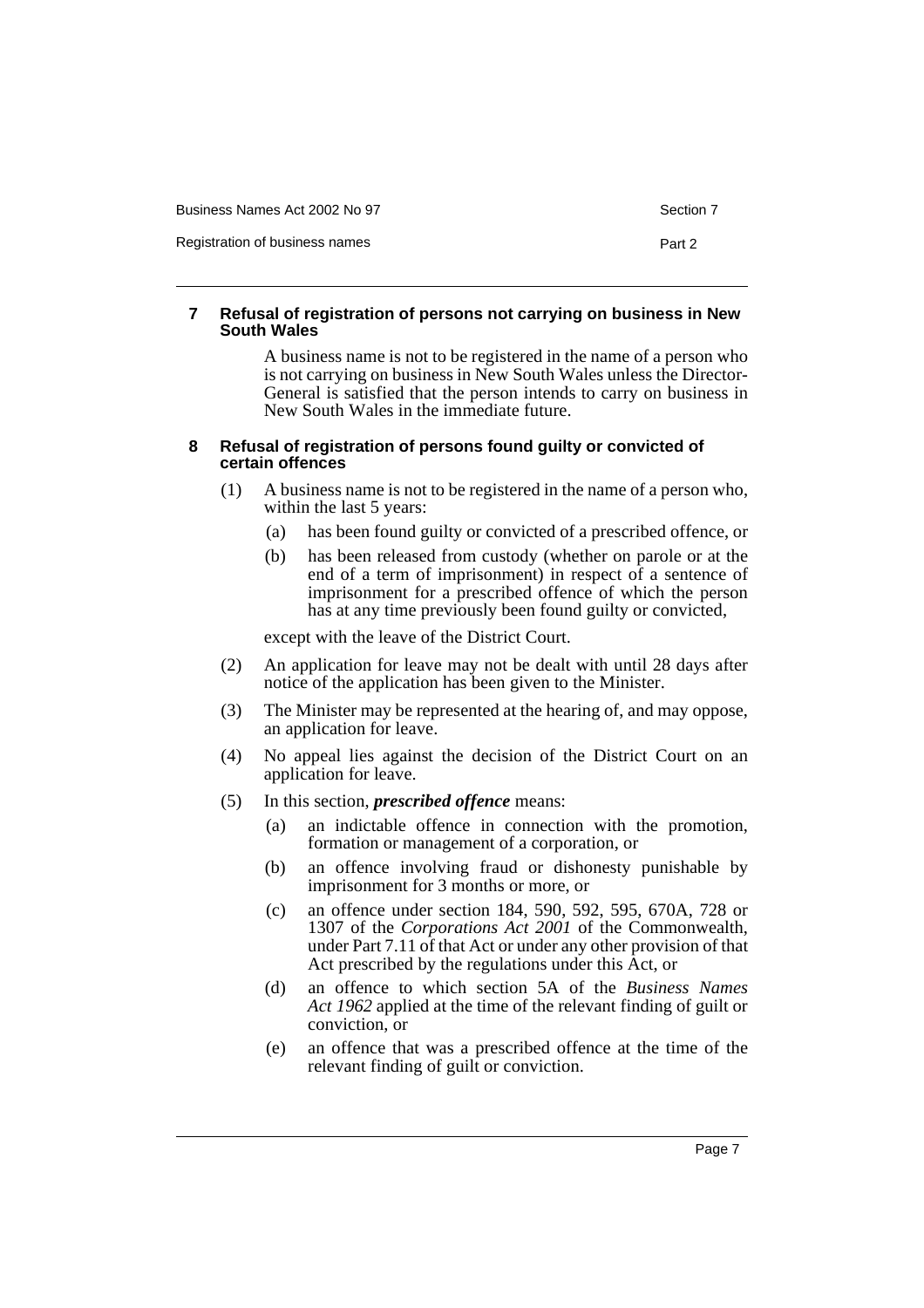#### 7 Refusal of registration of persons not carrying on business in New South Wales

A business name is not to be registered in the name of a person who is not carrying on business in New South Wales unless the Director-General is satisfied that the person intends to carry on business in New South Wales in the immediate future.

#### 8 Refusal of registration of persons found guilty or convicted of certain offences

(1) A business name is not to be registered in the name of a person who, within the last 5 years:

(a) has been found guilty or convicted of a prescribed offence, or

(b) has been released from custody (whether on parole or at the end of a term of imprisonment) in respect of a sentence of imprisonment for a prescribed offence of which the person has at any time previously been found guilty or convicted,

except with the leave of the District Court.

(2) An application for leave may not be dealt with until 28 days after notice of the application has been given to the Minister.

(3) The Minister may be represented at the hearing of, and may oppose, an application for leave.

(4) No appeal lies against the decision of the District Court on an application for leave.

(5) In this section, ***prescribed offence*** means:

(a) an indictable offence in connection with the promotion, formation or management of a corporation, or

(b) an offence involving fraud or dishonesty punishable by imprisonment for 3 months or more, or

(c) an offence under section 184, 590, 592, 595, 670A, 728 or 1307 of the *Corporations Act 2001* of the Commonwealth, under Part 7.11 of that Act or under any other provision of that Act prescribed by the regulations under this Act, or

(d) an offence to which section 5A of the *Business Names Act 1962* applied at the time of the relevant finding of guilt or conviction, or

(e) an offence that was a prescribed offence at the time of the relevant finding of guilt or conviction.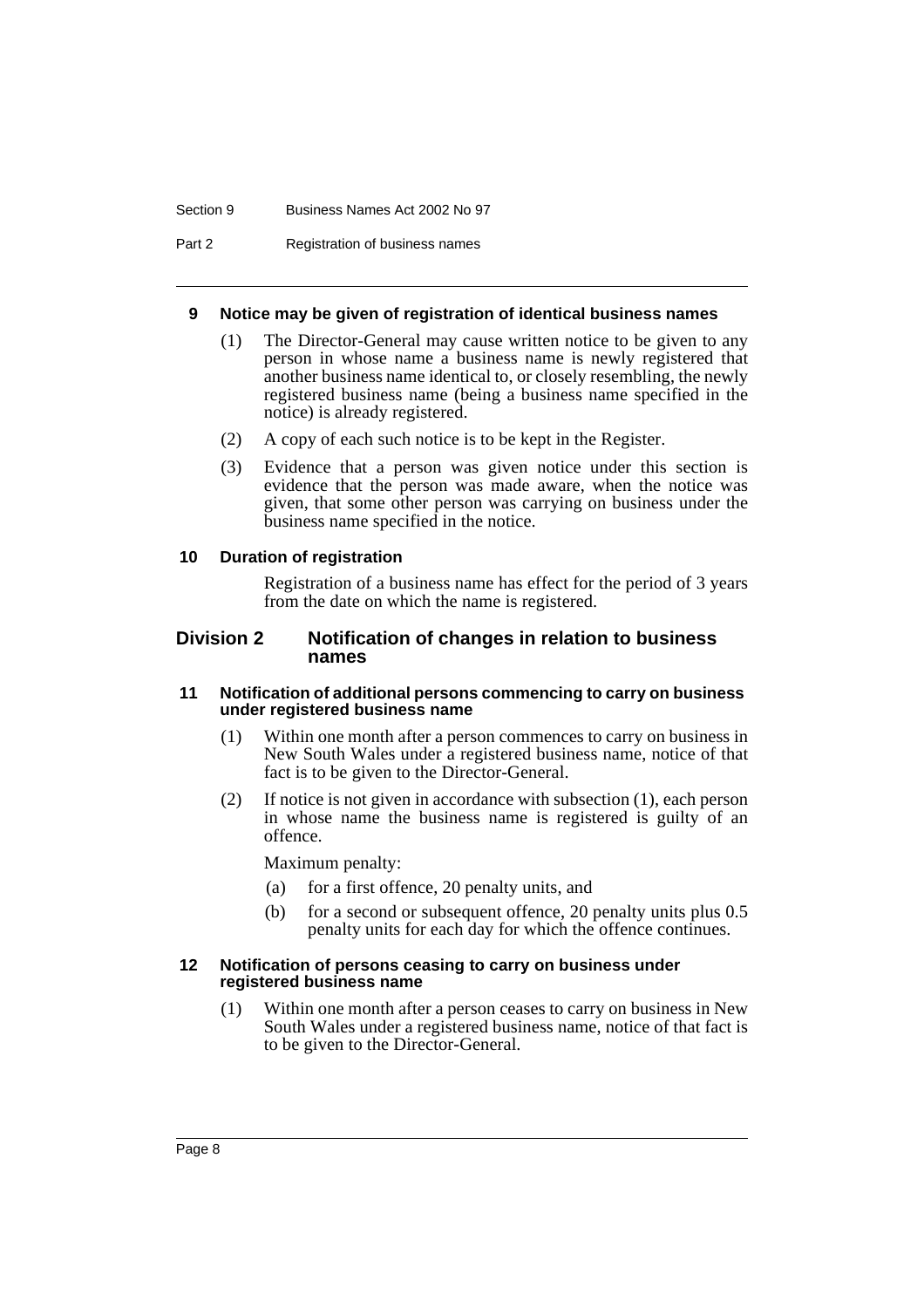#### 9 Notice may be given of registration of identical business names

(1) The Director-General may cause written notice to be given to any person in whose name a business name is newly registered that another business name identical to, or closely resembling, the newly registered business name (being a business name specified in the notice) is already registered.

(2) A copy of each such notice is to be kept in the Register.

(3) Evidence that a person was given notice under this section is evidence that the person was made aware, when the notice was given, that some other person was carrying on business under the business name specified in the notice.

#### 10 Duration of registration

Registration of a business name has effect for the period of 3 years from the date on which the name is registered.

### Division 2 Notification of changes in relation to business names

#### 11 Notification of additional persons commencing to carry on business under registered business name

(1) Within one month after a person commences to carry on business in New South Wales under a registered business name, notice of that fact is to be given to the Director-General.

(2) If notice is not given in accordance with subsection (1), each person in whose name the business name is registered is guilty of an offence.

Maximum penalty:

(a) for a first offence, 20 penalty units, and

(b) for a second or subsequent offence, 20 penalty units plus 0.5 penalty units for each day for which the offence continues.

#### 12 Notification of persons ceasing to carry on business under registered business name

(1) Within one month after a person ceases to carry on business in New South Wales under a registered business name, notice of that fact is to be given to the Director-General.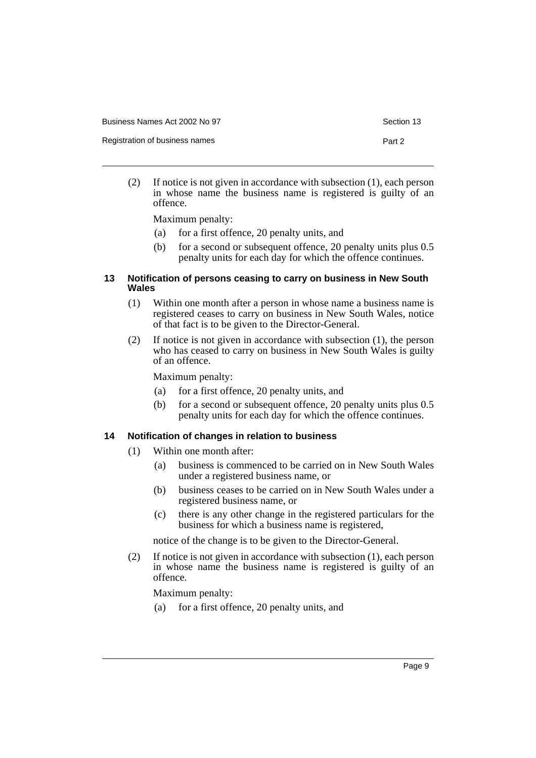(2) If notice is not given in accordance with subsection (1), each person in whose name the business name is registered is guilty of an offence.

Maximum penalty:

(a) for a first offence, 20 penalty units, and

(b) for a second or subsequent offence, 20 penalty units plus 0.5 penalty units for each day for which the offence continues.

### 13 Notification of persons ceasing to carry on business in New South Wales

(1) Within one month after a person in whose name a business name is registered ceases to carry on business in New South Wales, notice of that fact is to be given to the Director-General.

(2) If notice is not given in accordance with subsection (1), the person who has ceased to carry on business in New South Wales is guilty of an offence.

Maximum penalty:

(a) for a first offence, 20 penalty units, and

(b) for a second or subsequent offence, 20 penalty units plus 0.5 penalty units for each day for which the offence continues.

### 14 Notification of changes in relation to business

(1) Within one month after:

(a) business is commenced to be carried on in New South Wales under a registered business name, or

(b) business ceases to be carried on in New South Wales under a registered business name, or

(c) there is any other change in the registered particulars for the business for which a business name is registered,

notice of the change is to be given to the Director-General.

(2) If notice is not given in accordance with subsection (1), each person in whose name the business name is registered is guilty of an offence.

Maximum penalty:

(a) for a first offence, 20 penalty units, and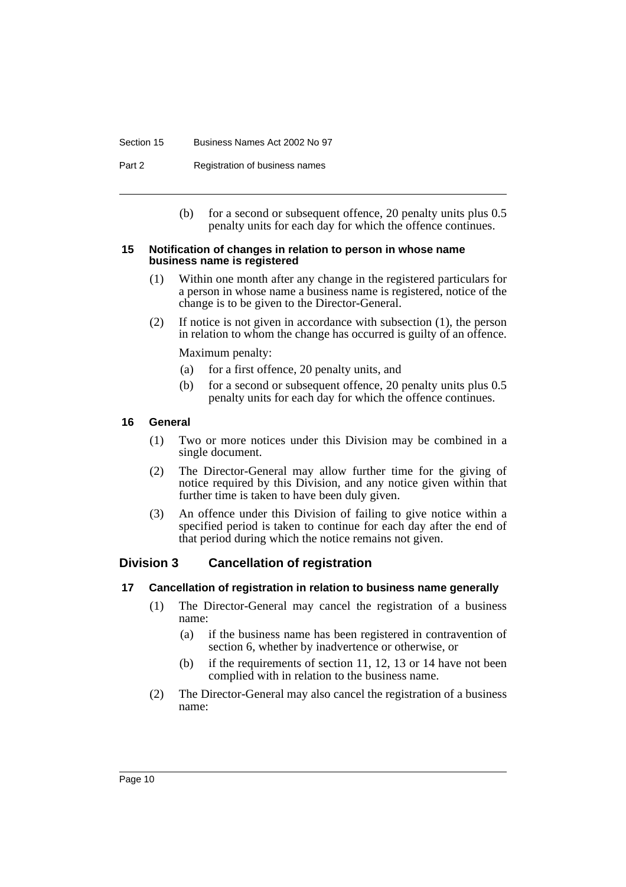(b) for a second or subsequent offence, 20 penalty units plus 0.5 penalty units for each day for which the offence continues.

### 15 Notification of changes in relation to person in whose name business name is registered

(1) Within one month after any change in the registered particulars for a person in whose name a business name is registered, notice of the change is to be given to the Director-General.

(2) If notice is not given in accordance with subsection (1), the person in relation to whom the change has occurred is guilty of an offence.

Maximum penalty:

(a) for a first offence, 20 penalty units, and

(b) for a second or subsequent offence, 20 penalty units plus 0.5 penalty units for each day for which the offence continues.

### 16 General

(1) Two or more notices under this Division may be combined in a single document.

(2) The Director-General may allow further time for the giving of notice required by this Division, and any notice given within that further time is taken to have been duly given.

(3) An offence under this Division of failing to give notice within a specified period is taken to continue for each day after the end of that period during which the notice remains not given.

## Division 3 Cancellation of registration

### 17 Cancellation of registration in relation to business name generally

(1) The Director-General may cancel the registration of a business name:

(a) if the business name has been registered in contravention of section 6, whether by inadvertence or otherwise, or

(b) if the requirements of section 11, 12, 13 or 14 have not been complied with in relation to the business name.

(2) The Director-General may also cancel the registration of a business name: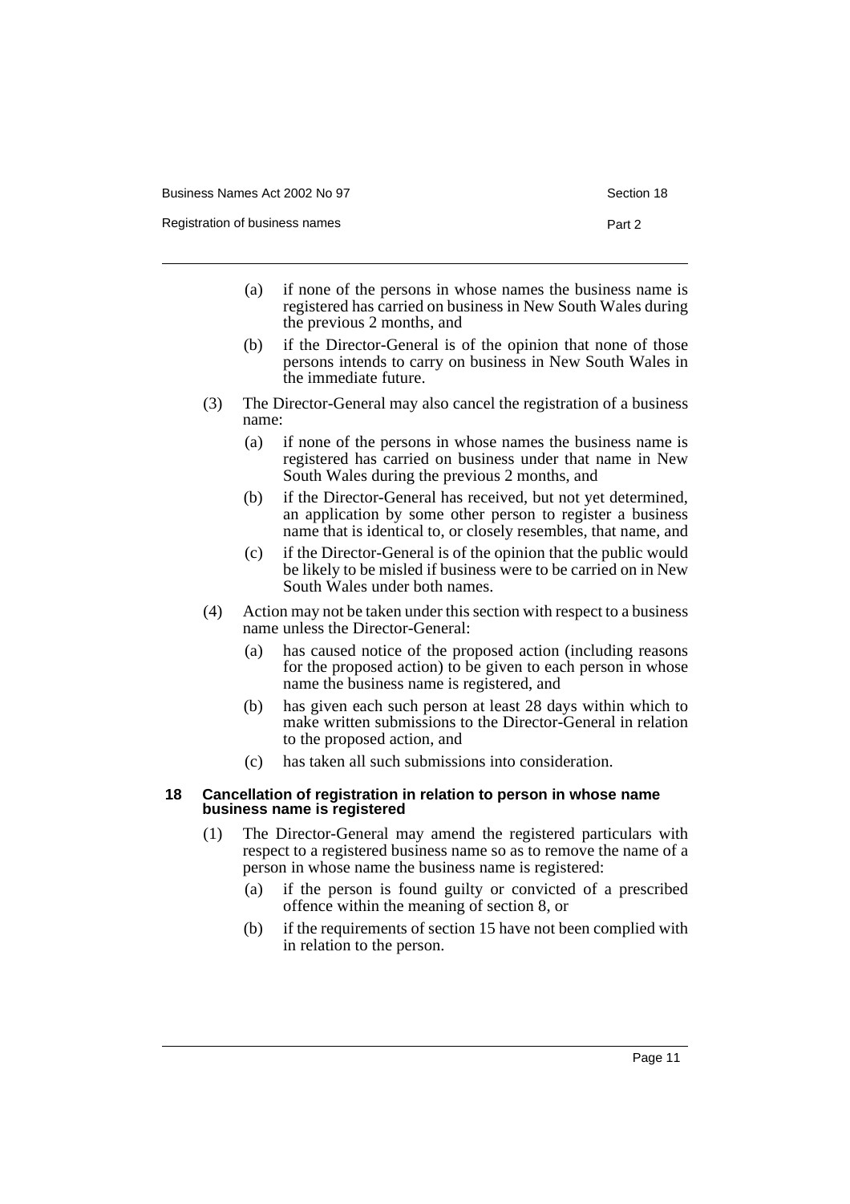(a) if none of the persons in whose names the business name is registered has carried on business in New South Wales during the previous 2 months, and

(b) if the Director-General is of the opinion that none of those persons intends to carry on business in New South Wales in the immediate future.

(3) The Director-General may also cancel the registration of a business name:

(a) if none of the persons in whose names the business name is registered has carried on business under that name in New South Wales during the previous 2 months, and

(b) if the Director-General has received, but not yet determined, an application by some other person to register a business name that is identical to, or closely resembles, that name, and

(c) if the Director-General is of the opinion that the public would be likely to be misled if business were to be carried on in New South Wales under both names.

(4) Action may not be taken under this section with respect to a business name unless the Director-General:

(a) has caused notice of the proposed action (including reasons for the proposed action) to be given to each person in whose name the business name is registered, and

(b) has given each such person at least 28 days within which to make written submissions to the Director-General in relation to the proposed action, and

(c) has taken all such submissions into consideration.

### 18 Cancellation of registration in relation to person in whose name business name is registered

(1) The Director-General may amend the registered particulars with respect to a registered business name so as to remove the name of a person in whose name the business name is registered:

(a) if the person is found guilty or convicted of a prescribed offence within the meaning of section 8, or

(b) if the requirements of section 15 have not been complied with in relation to the person.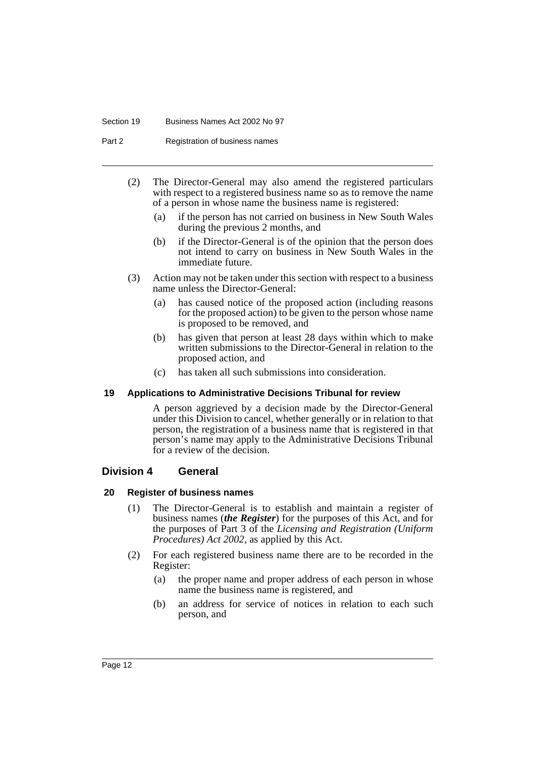(2) The Director-General may also amend the registered particulars with respect to a registered business name so as to remove the name of a person in whose name the business name is registered:

  (a) if the person has not carried on business in New South Wales during the previous 2 months, and

  (b) if the Director-General is of the opinion that the person does not intend to carry on business in New South Wales in the immediate future.

(3) Action may not be taken under this section with respect to a business name unless the Director-General:

  (a) has caused notice of the proposed action (including reasons for the proposed action) to be given to the person whose name is proposed to be removed, and

  (b) has given that person at least 28 days within which to make written submissions to the Director-General in relation to the proposed action, and

  (c) has taken all such submissions into consideration.

### 19 Applications to Administrative Decisions Tribunal for review

A person aggrieved by a decision made by the Director-General under this Division to cancel, whether generally or in relation to that person, the registration of a business name that is registered in that person's name may apply to the Administrative Decisions Tribunal for a review of the decision.

## Division 4 General

### 20 Register of business names

(1) The Director-General is to establish and maintain a register of business names (***the Register***) for the purposes of this Act, and for the purposes of Part 3 of the *Licensing and Registration (Uniform Procedures) Act 2002*, as applied by this Act.

(2) For each registered business name there are to be recorded in the Register:

  (a) the proper name and proper address of each person in whose name the business name is registered, and

  (b) an address for service of notices in relation to each such person, and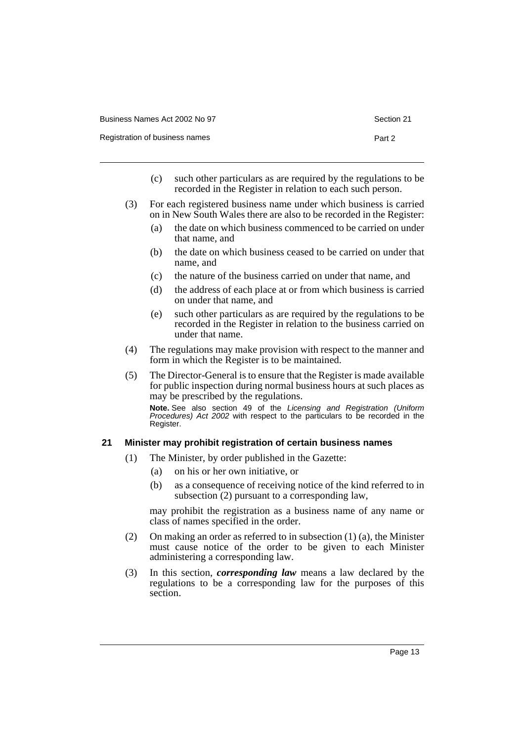(c) such other particulars as are required by the regulations to be recorded in the Register in relation to each such person.

(3) For each registered business name under which business is carried on in New South Wales there are also to be recorded in the Register:

(a) the date on which business commenced to be carried on under that name, and

(b) the date on which business ceased to be carried on under that name, and

(c) the nature of the business carried on under that name, and

(d) the address of each place at or from which business is carried on under that name, and

(e) such other particulars as are required by the regulations to be recorded in the Register in relation to the business carried on under that name.

(4) The regulations may make provision with respect to the manner and form in which the Register is to be maintained.

(5) The Director-General is to ensure that the Register is made available for public inspection during normal business hours at such places as may be prescribed by the regulations.

**Note.** See also section 49 of the *Licensing and Registration (Uniform Procedures) Act 2002* with respect to the particulars to be recorded in the Register.

### 21 Minister may prohibit registration of certain business names

(1) The Minister, by order published in the Gazette:

(a) on his or her own initiative, or

(b) as a consequence of receiving notice of the kind referred to in subsection (2) pursuant to a corresponding law,

may prohibit the registration as a business name of any name or class of names specified in the order.

(2) On making an order as referred to in subsection (1) (a), the Minister must cause notice of the order to be given to each Minister administering a corresponding law.

(3) In this section, ***corresponding law*** means a law declared by the regulations to be a corresponding law for the purposes of this section.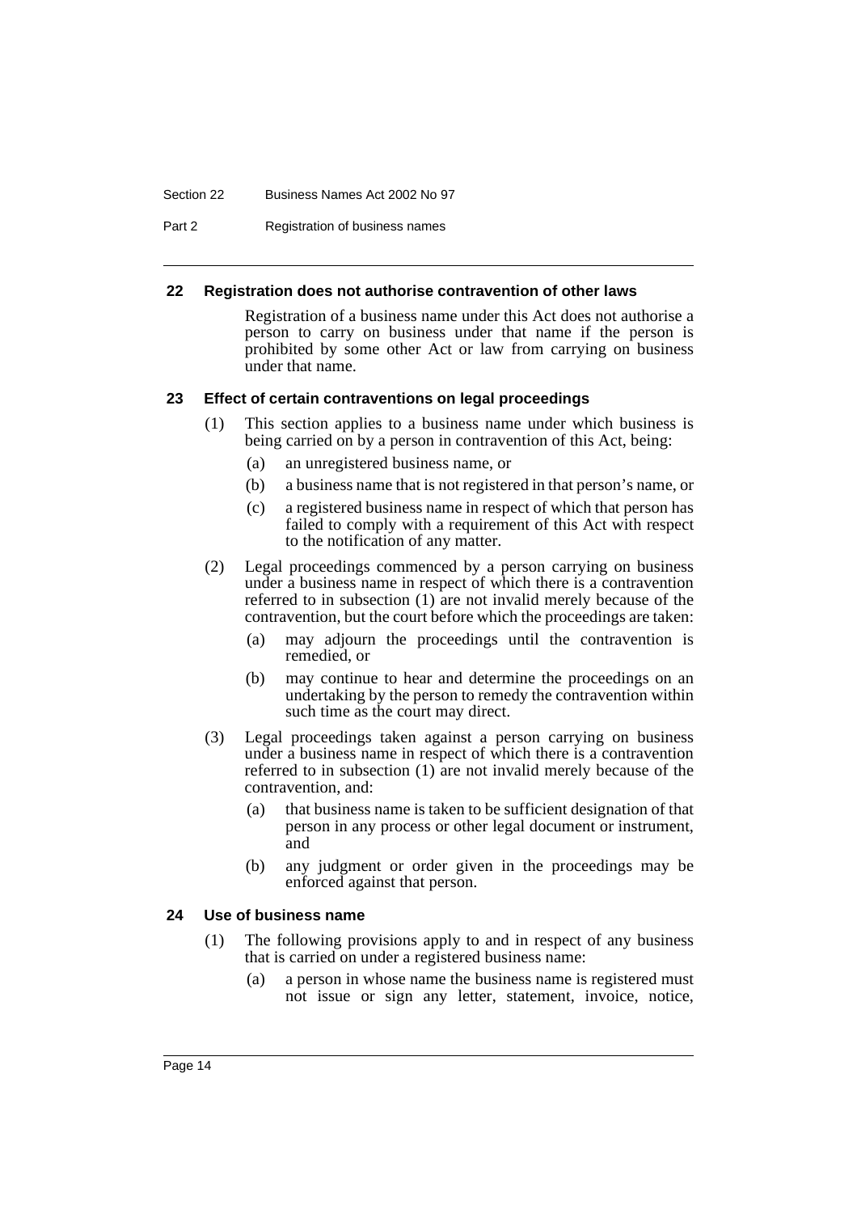### 22 Registration does not authorise contravention of other laws

Registration of a business name under this Act does not authorise a person to carry on business under that name if the person is prohibited by some other Act or law from carrying on business under that name.

### 23 Effect of certain contraventions on legal proceedings

(1) This section applies to a business name under which business is being carried on by a person in contravention of this Act, being:

- (a) an unregistered business name, or
- (b) a business name that is not registered in that person's name, or
- (c) a registered business name in respect of which that person has failed to comply with a requirement of this Act with respect to the notification of any matter.

(2) Legal proceedings commenced by a person carrying on business under a business name in respect of which there is a contravention referred to in subsection (1) are not invalid merely because of the contravention, but the court before which the proceedings are taken:

- (a) may adjourn the proceedings until the contravention is remedied, or
- (b) may continue to hear and determine the proceedings on an undertaking by the person to remedy the contravention within such time as the court may direct.

(3) Legal proceedings taken against a person carrying on business under a business name in respect of which there is a contravention referred to in subsection (1) are not invalid merely because of the contravention, and:

- (a) that business name is taken to be sufficient designation of that person in any process or other legal document or instrument, and
- (b) any judgment or order given in the proceedings may be enforced against that person.

### 24 Use of business name

(1) The following provisions apply to and in respect of any business that is carried on under a registered business name:

- (a) a person in whose name the business name is registered must not issue or sign any letter, statement, invoice, notice,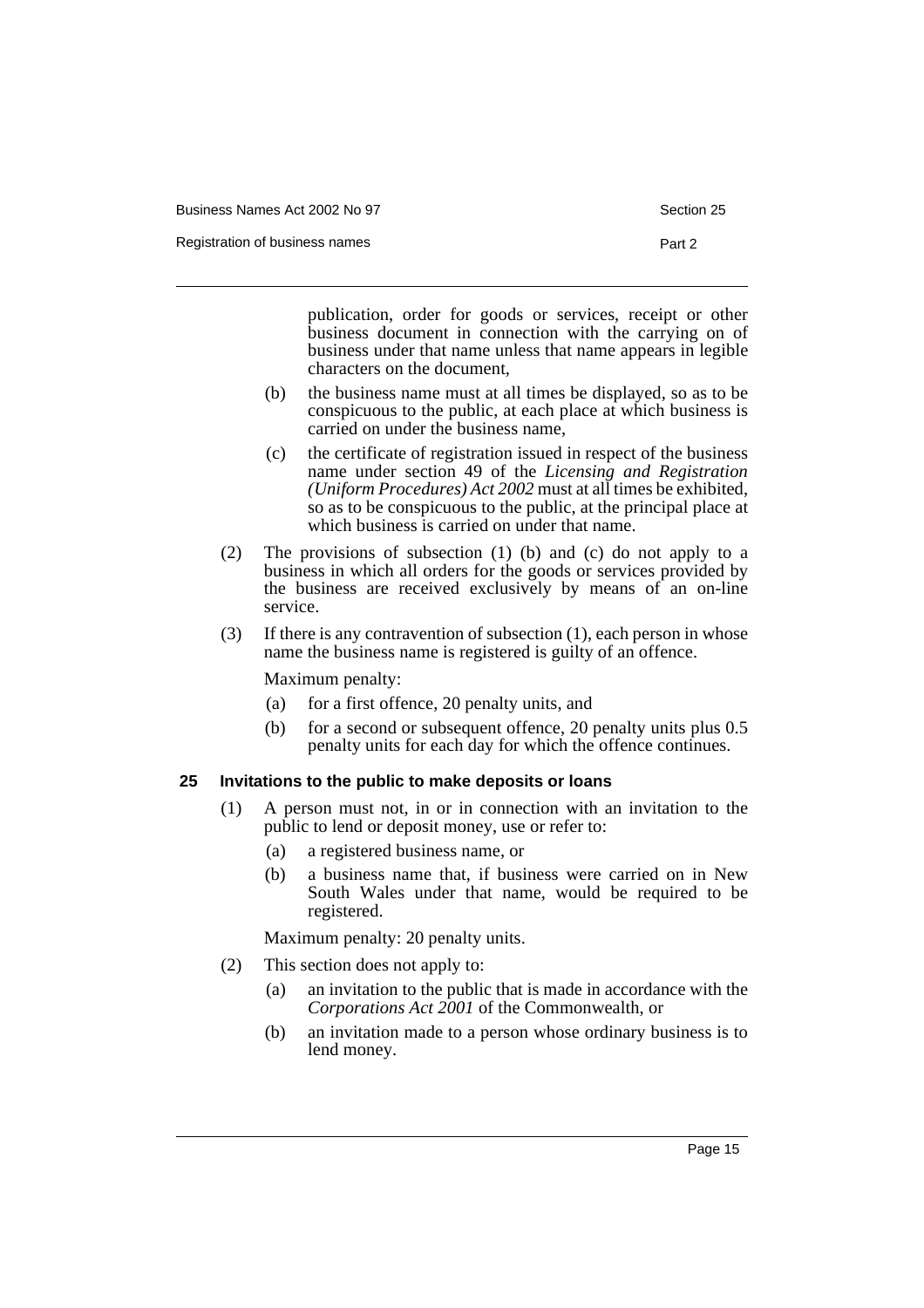publication, order for goods or services, receipt or other business document in connection with the carrying on of business under that name unless that name appears in legible characters on the document,

(b) the business name must at all times be displayed, so as to be conspicuous to the public, at each place at which business is carried on under the business name,

(c) the certificate of registration issued in respect of the business name under section 49 of the *Licensing and Registration (Uniform Procedures) Act 2002* must at all times be exhibited, so as to be conspicuous to the public, at the principal place at which business is carried on under that name.

(2) The provisions of subsection (1) (b) and (c) do not apply to a business in which all orders for the goods or services provided by the business are received exclusively by means of an on-line service.

(3) If there is any contravention of subsection (1), each person in whose name the business name is registered is guilty of an offence.

Maximum penalty:

(a) for a first offence, 20 penalty units, and

(b) for a second or subsequent offence, 20 penalty units plus 0.5 penalty units for each day for which the offence continues.

### 25 Invitations to the public to make deposits or loans

(1) A person must not, in or in connection with an invitation to the public to lend or deposit money, use or refer to:

(a) a registered business name, or

(b) a business name that, if business were carried on in New South Wales under that name, would be required to be registered.

Maximum penalty: 20 penalty units.

(2) This section does not apply to:

(a) an invitation to the public that is made in accordance with the *Corporations Act 2001* of the Commonwealth, or

(b) an invitation made to a person whose ordinary business is to lend money.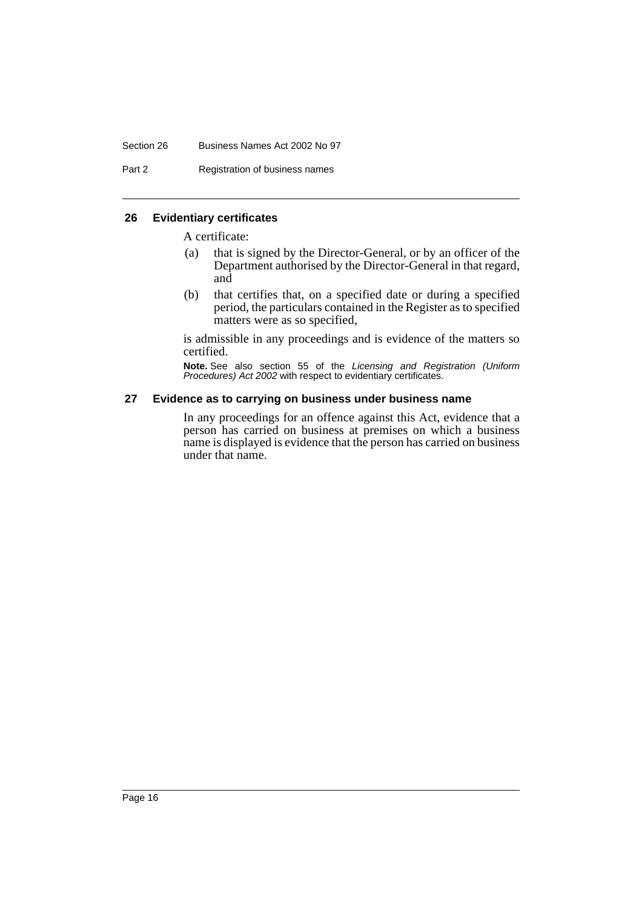### 26 Evidentiary certificates

A certificate:

(a) that is signed by the Director-General, or by an officer of the Department authorised by the Director-General in that regard, and

(b) that certifies that, on a specified date or during a specified period, the particulars contained in the Register as to specified matters were as so specified,

is admissible in any proceedings and is evidence of the matters so certified.

**Note.** See also section 55 of the *Licensing and Registration (Uniform Procedures) Act 2002* with respect to evidentiary certificates.

### 27 Evidence as to carrying on business under business name

In any proceedings for an offence against this Act, evidence that a person has carried on business at premises on which a business name is displayed is evidence that the person has carried on business under that name.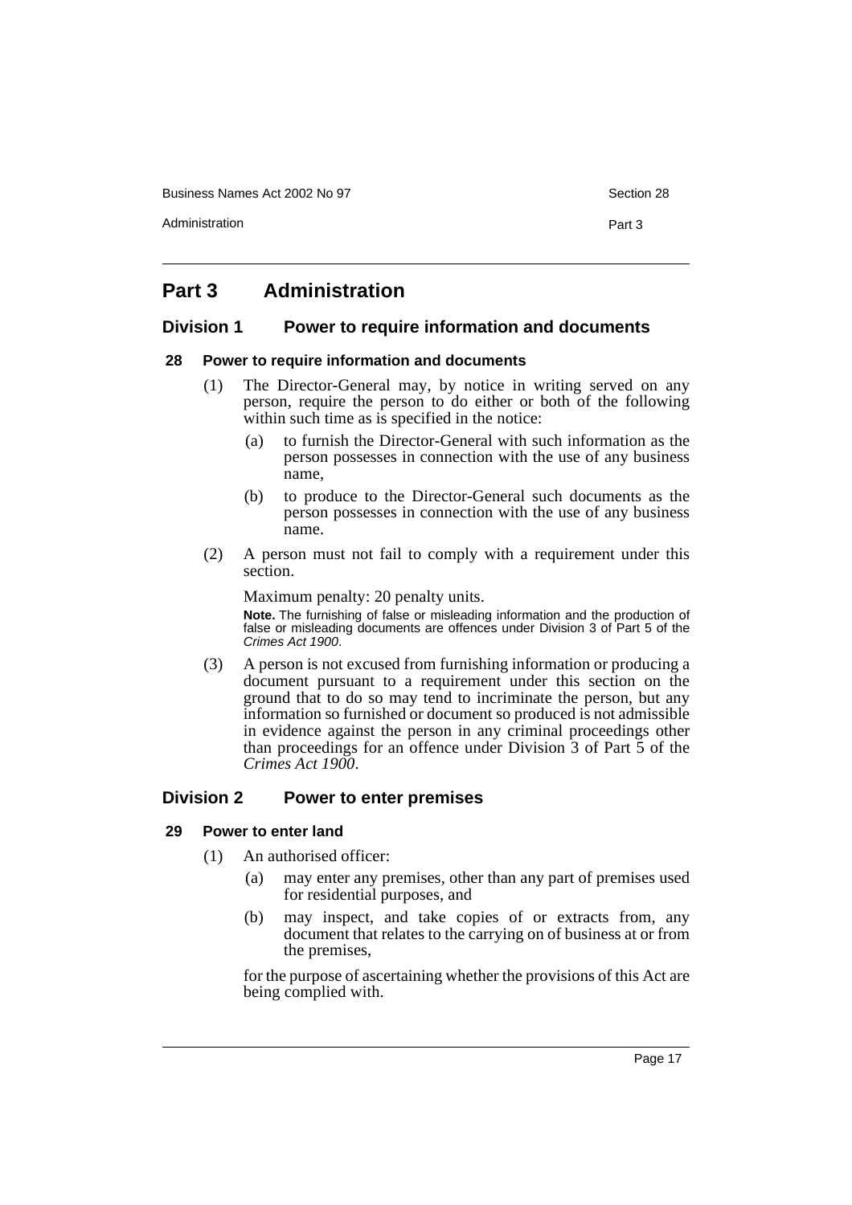# Part 3 Administration

## Division 1 Power to require information and documents

### 28 Power to require information and documents

(1) The Director-General may, by notice in writing served on any person, require the person to do either or both of the following within such time as is specified in the notice:

(a) to furnish the Director-General with such information as the person possesses in connection with the use of any business name,

(b) to produce to the Director-General such documents as the person possesses in connection with the use of any business name.

(2) A person must not fail to comply with a requirement under this section.

Maximum penalty: 20 penalty units.

**Note.** The furnishing of false or misleading information and the production of false or misleading documents are offences under Division 3 of Part 5 of the *Crimes Act 1900*.

(3) A person is not excused from furnishing information or producing a document pursuant to a requirement under this section on the ground that to do so may tend to incriminate the person, but any information so furnished or document so produced is not admissible in evidence against the person in any criminal proceedings other than proceedings for an offence under Division 3 of Part 5 of the *Crimes Act 1900*.

## Division 2 Power to enter premises

### 29 Power to enter land

(1) An authorised officer:

(a) may enter any premises, other than any part of premises used for residential purposes, and

(b) may inspect, and take copies of or extracts from, any document that relates to the carrying on of business at or from the premises,

for the purpose of ascertaining whether the provisions of this Act are being complied with.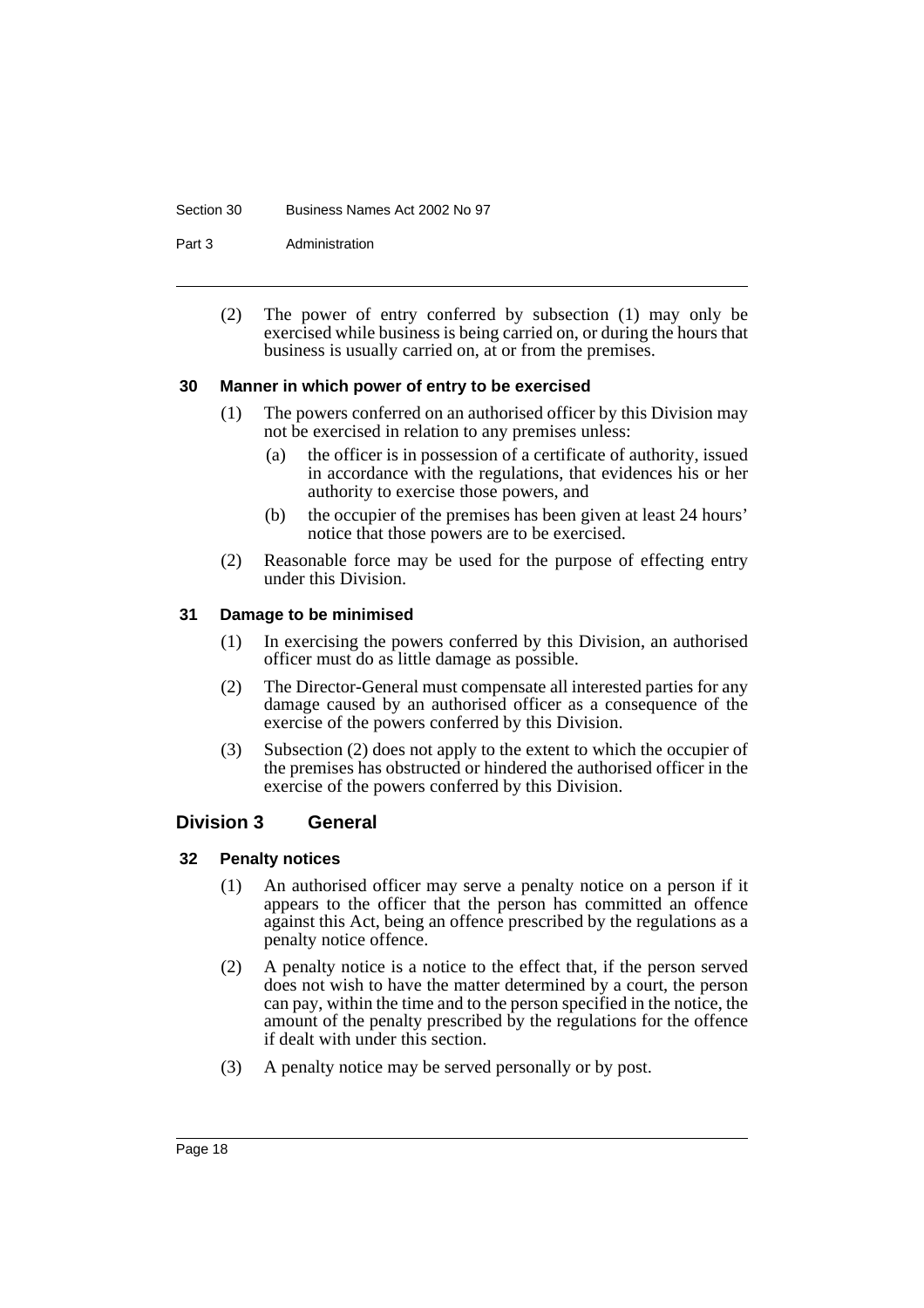(2) The power of entry conferred by subsection (1) may only be exercised while business is being carried on, or during the hours that business is usually carried on, at or from the premises.

### 30 Manner in which power of entry to be exercised

(1) The powers conferred on an authorised officer by this Division may not be exercised in relation to any premises unless:

- (a) the officer is in possession of a certificate of authority, issued in accordance with the regulations, that evidences his or her authority to exercise those powers, and
- (b) the occupier of the premises has been given at least 24 hours' notice that those powers are to be exercised.

(2) Reasonable force may be used for the purpose of effecting entry under this Division.

### 31 Damage to be minimised

(1) In exercising the powers conferred by this Division, an authorised officer must do as little damage as possible.

(2) The Director-General must compensate all interested parties for any damage caused by an authorised officer as a consequence of the exercise of the powers conferred by this Division.

(3) Subsection (2) does not apply to the extent to which the occupier of the premises has obstructed or hindered the authorised officer in the exercise of the powers conferred by this Division.

## Division 3 General

### 32 Penalty notices

(1) An authorised officer may serve a penalty notice on a person if it appears to the officer that the person has committed an offence against this Act, being an offence prescribed by the regulations as a penalty notice offence.

(2) A penalty notice is a notice to the effect that, if the person served does not wish to have the matter determined by a court, the person can pay, within the time and to the person specified in the notice, the amount of the penalty prescribed by the regulations for the offence if dealt with under this section.

(3) A penalty notice may be served personally or by post.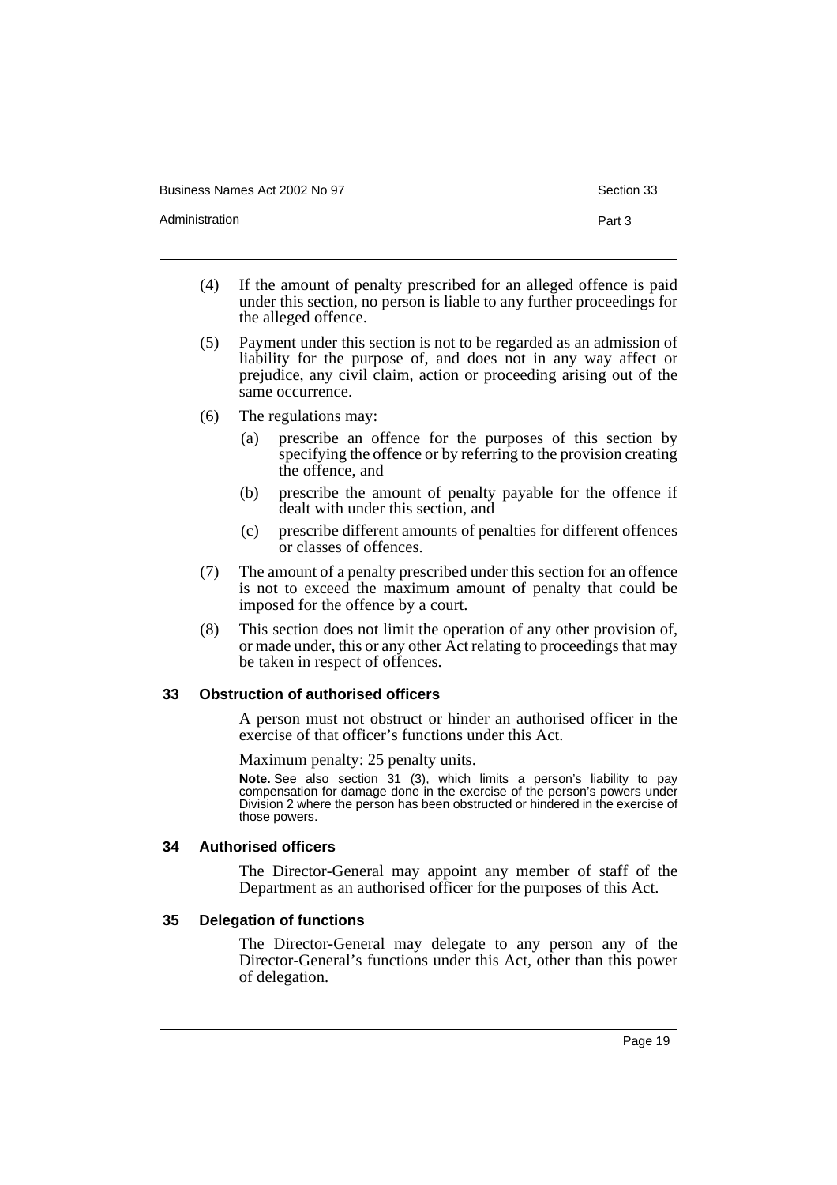(4) If the amount of penalty prescribed for an alleged offence is paid under this section, no person is liable to any further proceedings for the alleged offence.

(5) Payment under this section is not to be regarded as an admission of liability for the purpose of, and does not in any way affect or prejudice, any civil claim, action or proceeding arising out of the same occurrence.

(6) The regulations may:

- (a) prescribe an offence for the purposes of this section by specifying the offence or by referring to the provision creating the offence, and
- (b) prescribe the amount of penalty payable for the offence if dealt with under this section, and
- (c) prescribe different amounts of penalties for different offences or classes of offences.

(7) The amount of a penalty prescribed under this section for an offence is not to exceed the maximum amount of penalty that could be imposed for the offence by a court.

(8) This section does not limit the operation of any other provision of, or made under, this or any other Act relating to proceedings that may be taken in respect of offences.

### 33 Obstruction of authorised officers

A person must not obstruct or hinder an authorised officer in the exercise of that officer's functions under this Act.

Maximum penalty: 25 penalty units.

**Note.** See also section 31 (3), which limits a person's liability to pay compensation for damage done in the exercise of the person's powers under Division 2 where the person has been obstructed or hindered in the exercise of those powers.

### 34 Authorised officers

The Director-General may appoint any member of staff of the Department as an authorised officer for the purposes of this Act.

### 35 Delegation of functions

The Director-General may delegate to any person any of the Director-General's functions under this Act, other than this power of delegation.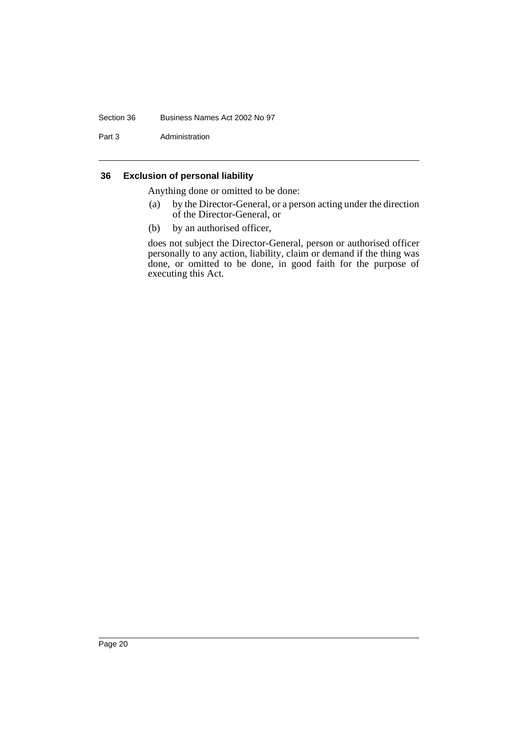### 36 Exclusion of personal liability

Anything done or omitted to be done:

(a) by the Director-General, or a person acting under the direction of the Director-General, or

(b) by an authorised officer,

does not subject the Director-General, person or authorised officer personally to any action, liability, claim or demand if the thing was done, or omitted to be done, in good faith for the purpose of executing this Act.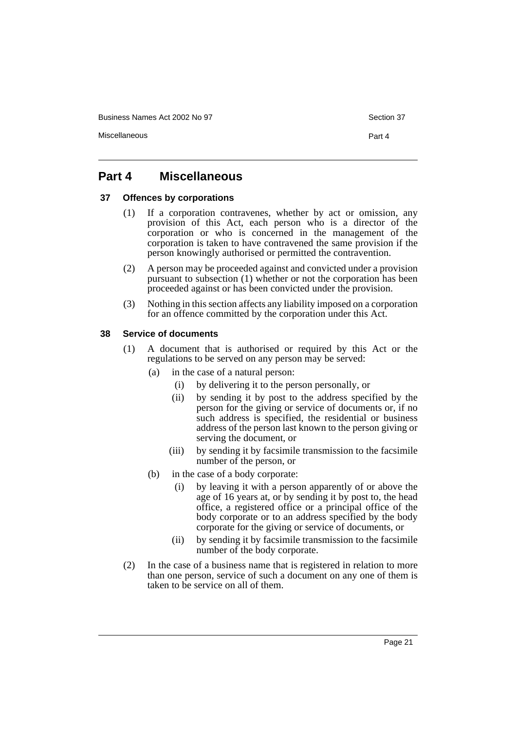# Part 4 Miscellaneous

## 37 Offences by corporations

(1) If a corporation contravenes, whether by act or omission, any provision of this Act, each person who is a director of the corporation or who is concerned in the management of the corporation is taken to have contravened the same provision if the person knowingly authorised or permitted the contravention.

(2) A person may be proceeded against and convicted under a provision pursuant to subsection (1) whether or not the corporation has been proceeded against or has been convicted under the provision.

(3) Nothing in this section affects any liability imposed on a corporation for an offence committed by the corporation under this Act.

## 38 Service of documents

(1) A document that is authorised or required by this Act or the regulations to be served on any person may be served:

- (a) in the case of a natural person:
  - (i) by delivering it to the person personally, or
  - (ii) by sending it by post to the address specified by the person for the giving or service of documents or, if no such address is specified, the residential or business address of the person last known to the person giving or serving the document, or
  - (iii) by sending it by facsimile transmission to the facsimile number of the person, or
- (b) in the case of a body corporate:
  - (i) by leaving it with a person apparently of or above the age of 16 years at, or by sending it by post to, the head office, a registered office or a principal office of the body corporate or to an address specified by the body corporate for the giving or service of documents, or
  - (ii) by sending it by facsimile transmission to the facsimile number of the body corporate.

(2) In the case of a business name that is registered in relation to more than one person, service of such a document on any one of them is taken to be service on all of them.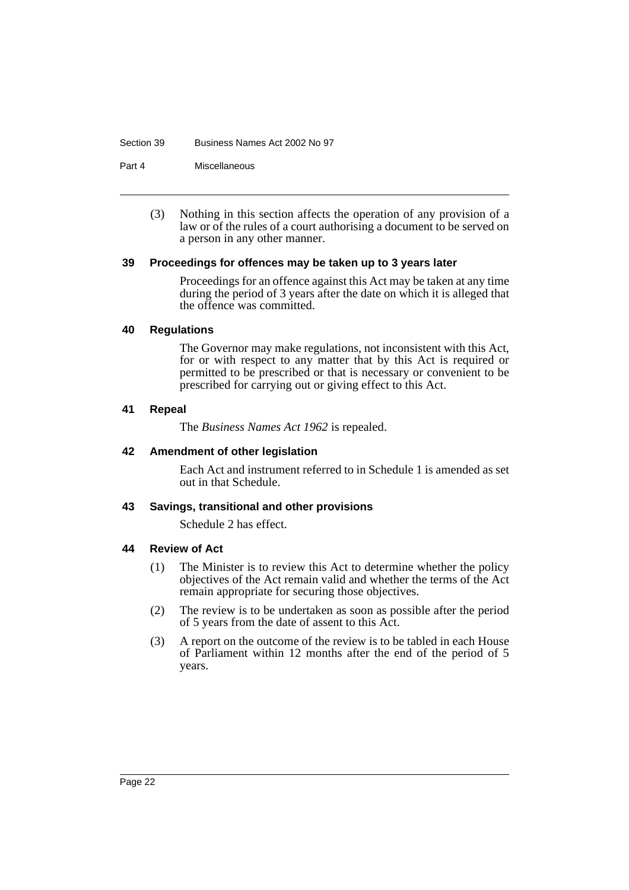(3) Nothing in this section affects the operation of any provision of a law or of the rules of a court authorising a document to be served on a person in any other manner.

### 39 Proceedings for offences may be taken up to 3 years later

Proceedings for an offence against this Act may be taken at any time during the period of 3 years after the date on which it is alleged that the offence was committed.

### 40 Regulations

The Governor may make regulations, not inconsistent with this Act, for or with respect to any matter that by this Act is required or permitted to be prescribed or that is necessary or convenient to be prescribed for carrying out or giving effect to this Act.

### 41 Repeal

The *Business Names Act 1962* is repealed.

### 42 Amendment of other legislation

Each Act and instrument referred to in Schedule 1 is amended as set out in that Schedule.

### 43 Savings, transitional and other provisions

Schedule 2 has effect.

### 44 Review of Act

(1) The Minister is to review this Act to determine whether the policy objectives of the Act remain valid and whether the terms of the Act remain appropriate for securing those objectives.

(2) The review is to be undertaken as soon as possible after the period of 5 years from the date of assent to this Act.

(3) A report on the outcome of the review is to be tabled in each House of Parliament within 12 months after the end of the period of 5 years.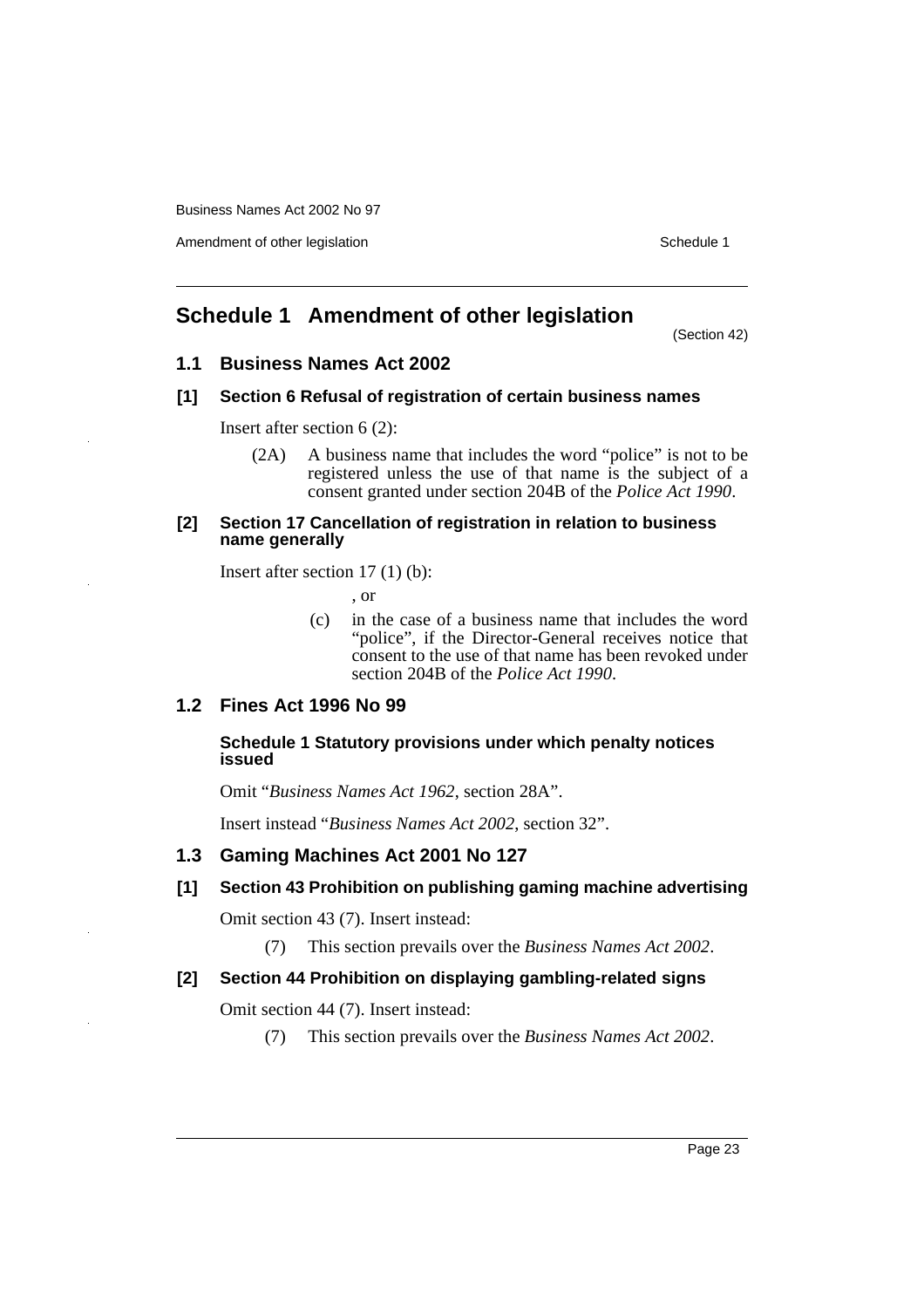## Schedule 1 Amendment of other legislation

(Section 42)

### 1.1 Business Names Act 2002

#### [1] Section 6 Refusal of registration of certain business names

Insert after section 6 (2):

(2A) A business name that includes the word "police" is not to be registered unless the use of that name is the subject of a consent granted under section 204B of the *Police Act 1990*.

#### [2] Section 17 Cancellation of registration in relation to business name generally

Insert after section 17 (1) (b):

, or

(c) in the case of a business name that includes the word "police", if the Director-General receives notice that consent to the use of that name has been revoked under section 204B of the *Police Act 1990*.

### 1.2 Fines Act 1996 No 99

#### Schedule 1 Statutory provisions under which penalty notices issued

Omit "*Business Names Act 1962*, section 28A".

Insert instead "*Business Names Act 2002*, section 32".

### 1.3 Gaming Machines Act 2001 No 127

#### [1] Section 43 Prohibition on publishing gaming machine advertising

Omit section 43 (7). Insert instead:

(7) This section prevails over the *Business Names Act 2002*.

#### [2] Section 44 Prohibition on displaying gambling-related signs

Omit section 44 (7). Insert instead:

(7) This section prevails over the *Business Names Act 2002*.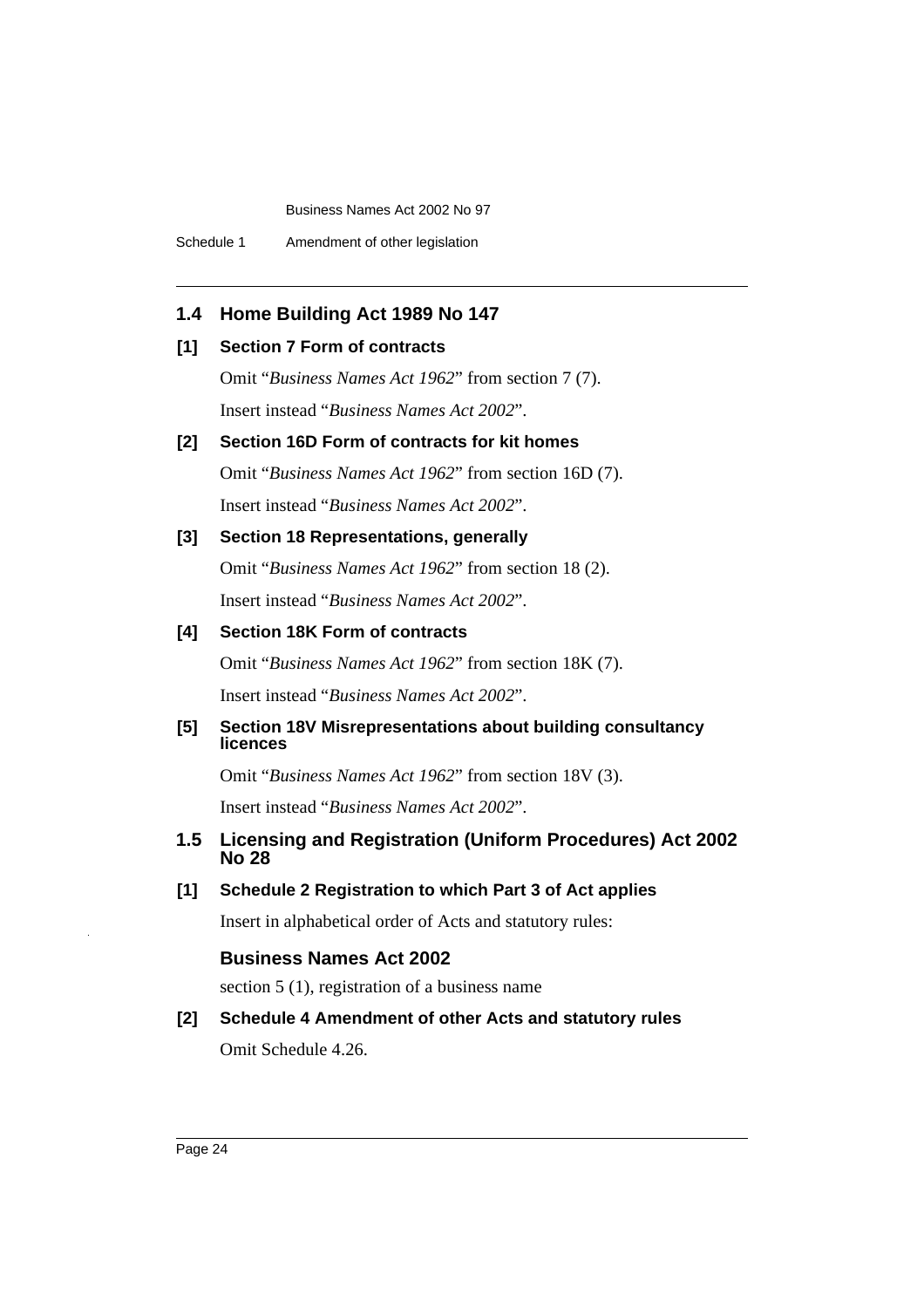## 1.4 Home Building Act 1989 No 147

### [1] Section 7 Form of contracts

Omit "*Business Names Act 1962*" from section 7 (7).

Insert instead "*Business Names Act 2002*".

### [2] Section 16D Form of contracts for kit homes

Omit "*Business Names Act 1962*" from section 16D (7).

Insert instead "*Business Names Act 2002*".

### [3] Section 18 Representations, generally

Omit "*Business Names Act 1962*" from section 18 (2).

Insert instead "*Business Names Act 2002*".

### [4] Section 18K Form of contracts

Omit "*Business Names Act 1962*" from section 18K (7).

Insert instead "*Business Names Act 2002*".

### [5] Section 18V Misrepresentations about building consultancy licences

Omit "*Business Names Act 1962*" from section 18V (3).

Insert instead "*Business Names Act 2002*".

## 1.5 Licensing and Registration (Uniform Procedures) Act 2002 No 28

### [1] Schedule 2 Registration to which Part 3 of Act applies

Insert in alphabetical order of Acts and statutory rules:

#### Business Names Act 2002

section 5 (1), registration of a business name

### [2] Schedule 4 Amendment of other Acts and statutory rules

Omit Schedule 4.26.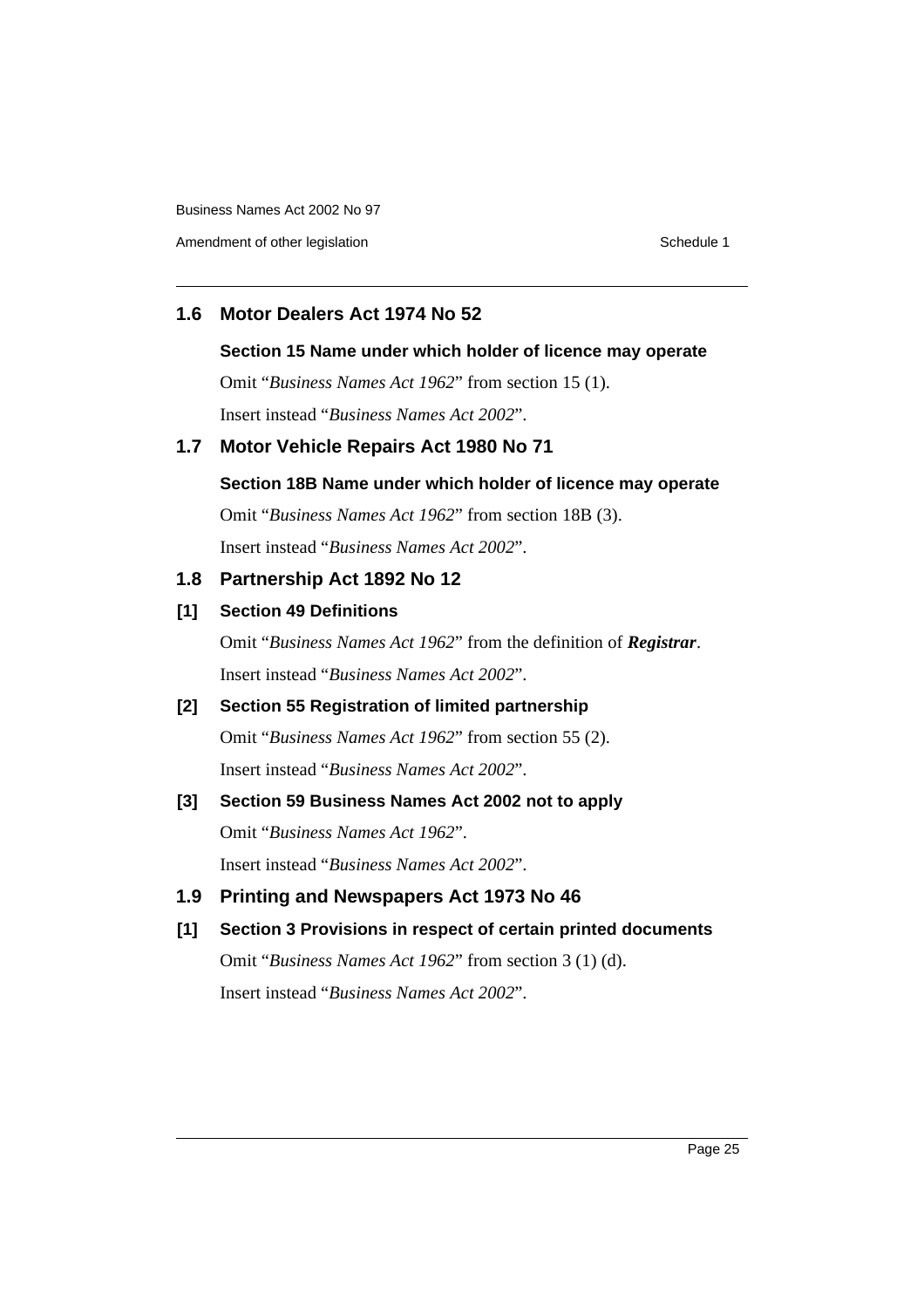## 1.6 Motor Dealers Act 1974 No 52

### Section 15 Name under which holder of licence may operate

Omit "*Business Names Act 1962*" from section 15 (1).

Insert instead "*Business Names Act 2002*".

## 1.7 Motor Vehicle Repairs Act 1980 No 71

### Section 18B Name under which holder of licence may operate

Omit "*Business Names Act 1962*" from section 18B (3).

Insert instead "*Business Names Act 2002*".

## 1.8 Partnership Act 1892 No 12

### [1] Section 49 Definitions

Omit "*Business Names Act 1962*" from the definition of ***Registrar***.

Insert instead "*Business Names Act 2002*".

### [2] Section 55 Registration of limited partnership

Omit "*Business Names Act 1962*" from section 55 (2).

Insert instead "*Business Names Act 2002*".

### [3] Section 59 Business Names Act 2002 not to apply

Omit "*Business Names Act 1962*".

Insert instead "*Business Names Act 2002*".

## 1.9 Printing and Newspapers Act 1973 No 46

### [1] Section 3 Provisions in respect of certain printed documents

Omit "*Business Names Act 1962*" from section 3 (1) (d).

Insert instead "*Business Names Act 2002*".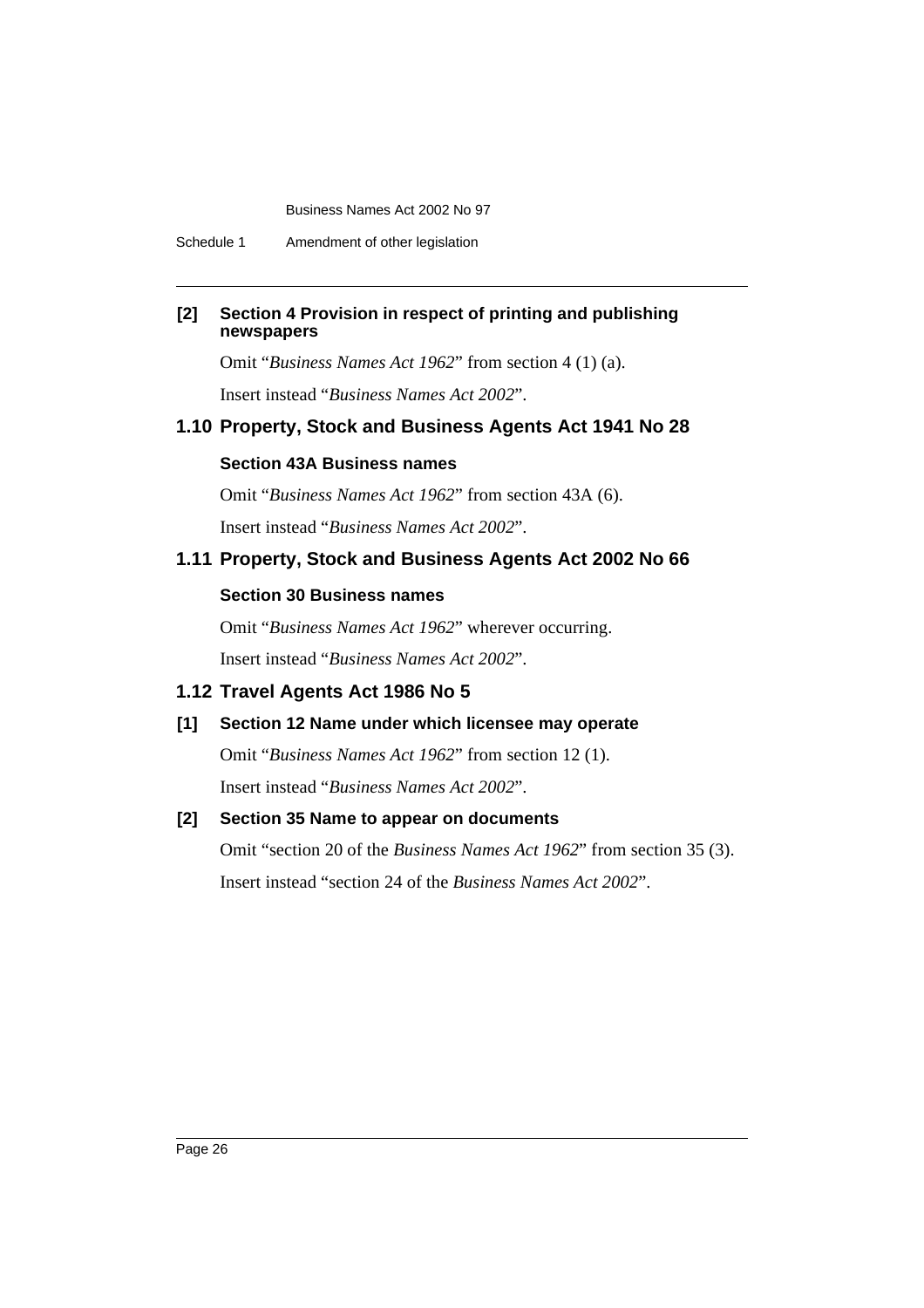### [2] Section 4 Provision in respect of printing and publishing newspapers

Omit "*Business Names Act 1962*" from section 4 (1) (a).

Insert instead "*Business Names Act 2002*".

## 1.10 Property, Stock and Business Agents Act 1941 No 28

### Section 43A Business names

Omit "*Business Names Act 1962*" from section 43A (6).

Insert instead "*Business Names Act 2002*".

## 1.11 Property, Stock and Business Agents Act 2002 No 66

### Section 30 Business names

Omit "*Business Names Act 1962*" wherever occurring.

Insert instead "*Business Names Act 2002*".

## 1.12 Travel Agents Act 1986 No 5

### [1] Section 12 Name under which licensee may operate

Omit "*Business Names Act 1962*" from section 12 (1).

Insert instead "*Business Names Act 2002*".

### [2] Section 35 Name to appear on documents

Omit "section 20 of the *Business Names Act 1962*" from section 35 (3).

Insert instead "section 24 of the *Business Names Act 2002*".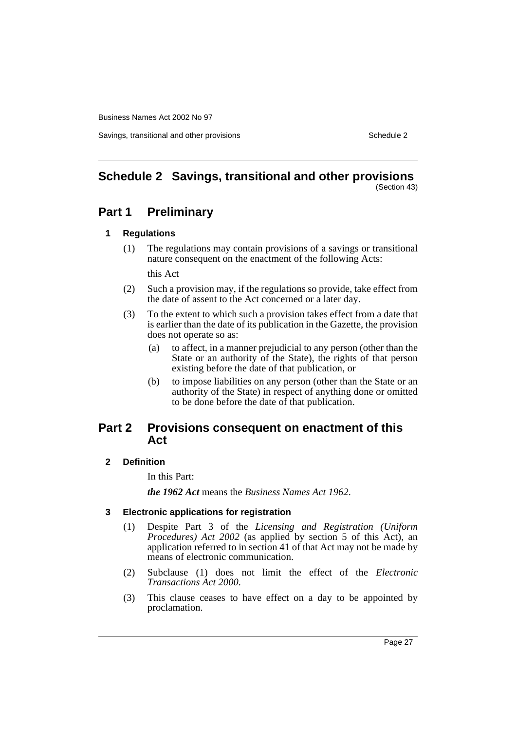# Schedule 2 Savings, transitional and other provisions

(Section 43)

## Part 1 Preliminary

### 1 Regulations

(1) The regulations may contain provisions of a savings or transitional nature consequent on the enactment of the following Acts:

this Act

(2) Such a provision may, if the regulations so provide, take effect from the date of assent to the Act concerned or a later day.

(3) To the extent to which such a provision takes effect from a date that is earlier than the date of its publication in the Gazette, the provision does not operate so as:

(a) to affect, in a manner prejudicial to any person (other than the State or an authority of the State), the rights of that person existing before the date of that publication, or

(b) to impose liabilities on any person (other than the State or an authority of the State) in respect of anything done or omitted to be done before the date of that publication.

## Part 2 Provisions consequent on enactment of this Act

### 2 Definition

In this Part:

***the 1962 Act*** means the *Business Names Act 1962*.

### 3 Electronic applications for registration

(1) Despite Part 3 of the *Licensing and Registration (Uniform Procedures) Act 2002* (as applied by section 5 of this Act), an application referred to in section 41 of that Act may not be made by means of electronic communication.

(2) Subclause (1) does not limit the effect of the *Electronic Transactions Act 2000*.

(3) This clause ceases to have effect on a day to be appointed by proclamation.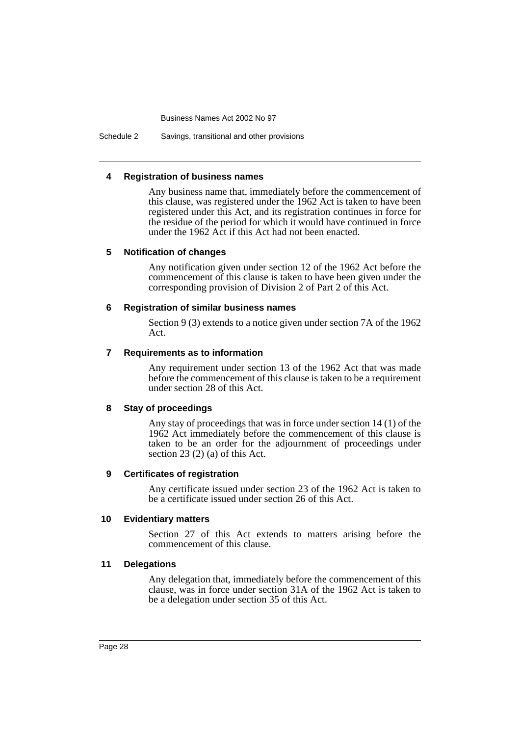#### 4 Registration of business names

Any business name that, immediately before the commencement of this clause, was registered under the 1962 Act is taken to have been registered under this Act, and its registration continues in force for the residue of the period for which it would have continued in force under the 1962 Act if this Act had not been enacted.

#### 5 Notification of changes

Any notification given under section 12 of the 1962 Act before the commencement of this clause is taken to have been given under the corresponding provision of Division 2 of Part 2 of this Act.

#### 6 Registration of similar business names

Section 9 (3) extends to a notice given under section 7A of the 1962 Act.

#### 7 Requirements as to information

Any requirement under section 13 of the 1962 Act that was made before the commencement of this clause is taken to be a requirement under section 28 of this Act.

#### 8 Stay of proceedings

Any stay of proceedings that was in force under section 14 (1) of the 1962 Act immediately before the commencement of this clause is taken to be an order for the adjournment of proceedings under section 23 (2) (a) of this Act.

#### 9 Certificates of registration

Any certificate issued under section 23 of the 1962 Act is taken to be a certificate issued under section 26 of this Act.

#### 10 Evidentiary matters

Section 27 of this Act extends to matters arising before the commencement of this clause.

#### 11 Delegations

Any delegation that, immediately before the commencement of this clause, was in force under section 31A of the 1962 Act is taken to be a delegation under section 35 of this Act.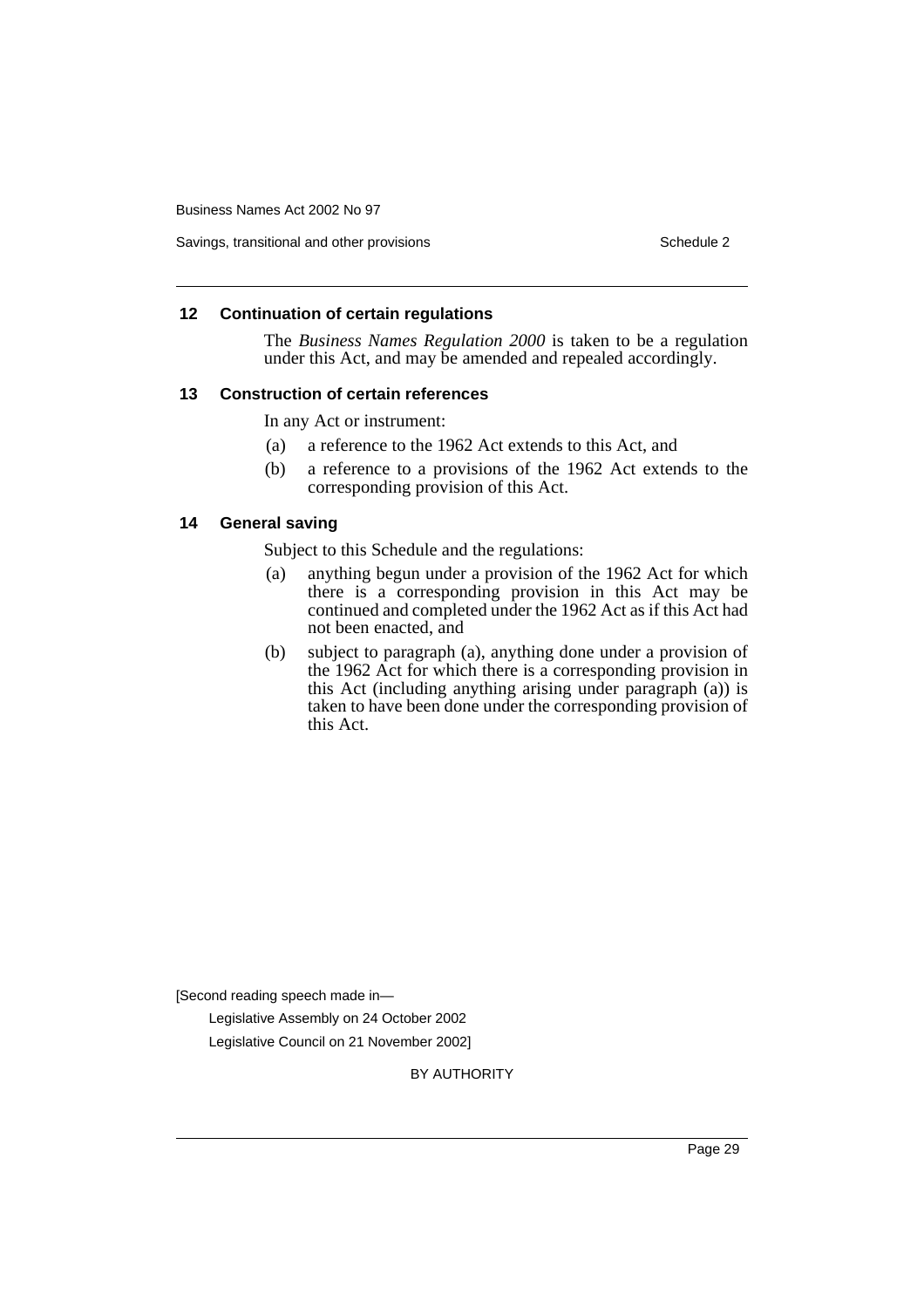## 12 Continuation of certain regulations

The *Business Names Regulation 2000* is taken to be a regulation under this Act, and may be amended and repealed accordingly.

## 13 Construction of certain references

In any Act or instrument:

(a) a reference to the 1962 Act extends to this Act, and

(b) a reference to a provisions of the 1962 Act extends to the corresponding provision of this Act.

## 14 General saving

Subject to this Schedule and the regulations:

(a) anything begun under a provision of the 1962 Act for which there is a corresponding provision in this Act may be continued and completed under the 1962 Act as if this Act had not been enacted, and

(b) subject to paragraph (a), anything done under a provision of the 1962 Act for which there is a corresponding provision in this Act (including anything arising under paragraph (a)) is taken to have been done under the corresponding provision of this Act.

[Second reading speech made in—

Legislative Assembly on 24 October 2002

Legislative Council on 21 November 2002]

BY AUTHORITY